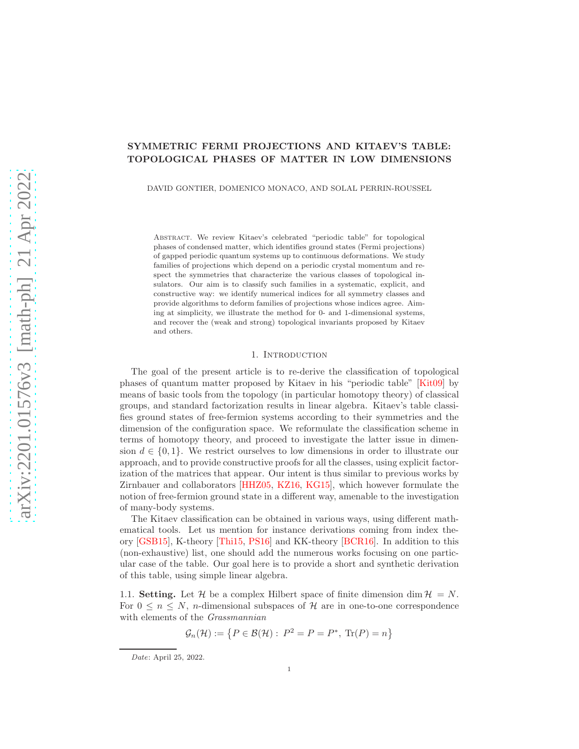# SYMMETRIC FERMI PROJECTIONS AND KITAEV'S TABLE: TOPOLOGICAL PHASES OF MATTER IN LOW DIMENSIONS

DAVID GONTIER, DOMENICO MONACO, AND SOLAL PERRIN-ROUSSEL

Abstract. We review Kitaev's celebrated "periodic table" for topological phases of condensed matter, which identifies ground states (Fermi projections) of gapped periodic quantum systems up to continuous deformations. We study families of projections which depend on a periodic crystal momentum and respect the symmetries that characterize the various classes of topological insulators. Our aim is to classify such families in a systematic, explicit, and constructive way: we identify numerical indices for all symmetry classes and provide algorithms to deform families of projections whose indices agree. Aiming at simplicity, we illustrate the method for 0- and 1-dimensional systems, and recover the (weak and strong) topological invariants proposed by Kitaev and others.

## 1. Introduction

The goal of the present article is to re-derive the classification of topological phases of quantum matter proposed by Kitaev in his "periodic table" [Kit09] by means of basic tools from the topology (in particular homotopy theory) of classical groups, and standard factorization results in linear algebra. Kitaev's table classifies ground states of free-fermion systems according to their symmetries and the dimension of the configuration space. We reformulate the classification scheme in terms of homotopy theory, and proceed to investigate the latter issue in dimension $d \in \{0, 1\}$. We restrict ourselves to low dimensions in order to illustrate our approach, and to provide constructive proofs for all the classes, using explicit factorization of the matrices that appear. Our intent is thus similar to previous works by Zirnbauer and collaborators [HHZ05, KZ16, KG15], which however formulate the notion of free-fermion ground state in a different way, amenable to the investigation of many-body systems.

The Kitaev classification can be obtained in various ways, using different mathematical tools. Let us mention for instance derivations coming from index theory [GSB15], K-theory [Thi15, PS16] and KK-theory [BCR16]. In addition to this (non-exhaustive) list, one should add the numerous works focusing on one particular case of the table. Our goal here is to provide a short and synthetic derivation of this table, using simple linear algebra.

1.1. **Setting.** Let $\mathcal{H}$ be a complex Hilbert space of finite dimension $\dim \mathcal{H} = N$. For $0 \le n \le N$, $n$-dimensional subspaces of $\mathcal{H}$ are in one-to-one correspondence with elements of the *Grassmannian*

$$\mathcal{G}_n(\mathcal{H}) := \left\{ P \in \mathcal{B}(\mathcal{H}) : \ P^2 = P = P^*, \ \mathrm{Tr}(P) = n \right\}$$

*Date*: April 25, 2022.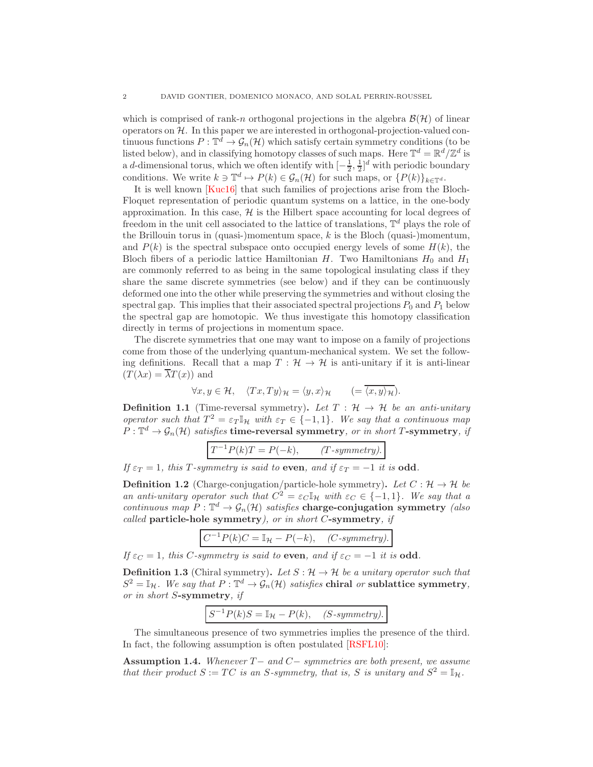which is comprised of rank-$n$ orthogonal projections in the algebra $\mathcal{B}(\mathcal{H})$ of linear operators on $\mathcal{H}$. In this paper we are interested in orthogonal-projection-valued continuous functions $P : \mathbb{T}^d \to \mathcal{G}_n(\mathcal{H})$ which satisfy certain symmetry conditions (to be listed below), and in classifying homotopy classes of such maps. Here $\mathbb{T}^d = \mathbb{R}^d/\mathbb{Z}^d$ is a $d$-dimensional torus, which we often identify with $[-\frac{1}{2}, \frac{1}{2}]^d$ with periodic boundary conditions. We write $k \ni \mathbb{T}^d \mapsto P(k) \in \mathcal{G}_n(\mathcal{H})$ for such maps, or $\{P(k)\}_{k \in \mathbb{T}^d}$.

It is well known [Kuc16] that such families of projections arise from the Bloch-Floquet representation of periodic quantum systems on a lattice, in the one-body approximation. In this case, $\mathcal{H}$ is the Hilbert space accounting for local degrees of freedom in the unit cell associated to the lattice of translations, $\mathbb{T}^d$ plays the role of the Brillouin torus in (quasi-)momentum space, $k$ is the Bloch (quasi-)momentum, and $P(k)$ is the spectral subspace onto occupied energy levels of some $H(k)$, the Bloch fibers of a periodic lattice Hamiltonian $H$. Two Hamiltonians $H_0$ and $H_1$ are commonly referred to as being in the same topological insulating class if they share the same discrete symmetries (see below) and if they can be continuously deformed one into the other while preserving the symmetries and without closing the spectral gap. This implies that their associated spectral projections $P_0$ and $P_1$ below the spectral gap are homotopic. We thus investigate this homotopy classification directly in terms of projections in momentum space.

The discrete symmetries that one may want to impose on a family of projections come from those of the underlying quantum-mechanical system. We set the following definitions. Recall that a map $T : \mathcal{H} \to \mathcal{H}$ is anti-unitary if it is anti-linear ($T(\lambda x) = \overline{\lambda} T(x)$) and

$$\forall x, y \in \mathcal{H}, \quad \langle Tx, Ty \rangle_{\mathcal{H}} = \langle y, x \rangle_{\mathcal{H}} \qquad (= \overline{\langle x, y \rangle_{\mathcal{H}}}).$$

**Definition 1.1** (Time-reversal symmetry)**.** *Let $T : \mathcal{H} \to \mathcal{H}$ be an anti-unitary operator such that $T^2 = \varepsilon_T \mathbb{I}_{\mathcal{H}}$ with $\varepsilon_T \in \{-1, 1\}$. We say that a continuous map $P : \mathbb{T}^d \to \mathcal{G}_n(\mathcal{H})$ satisfies* **time-reversal symmetry***, or in short* **$T$-symmetry***, if*

$$\boxed{T^{-1} P(k) T = P(-k), \qquad (T\text{-symmetry}).}$$

*If $\varepsilon_T = 1$, this $T$-symmetry is said to* **even***, and if $\varepsilon_T = -1$ it is* **odd***.*

**Definition 1.2** (Charge-conjugation/particle-hole symmetry)**.** *Let $C : \mathcal{H} \to \mathcal{H}$ be an anti-unitary operator such that $C^2 = \varepsilon_C \mathbb{I}_{\mathcal{H}}$ with $\varepsilon_C \in \{-1, 1\}$. We say that a continuous map $P : \mathbb{T}^d \to \mathcal{G}_n(\mathcal{H})$ satisfies* **charge-conjugation symmetry** *(also called* **particle-hole symmetry***), or in short* **$C$-symmetry***, if*

$$\boxed{C^{-1} P(k) C = \mathbb{I}_{\mathcal{H}} - P(-k), \quad (C\text{-symmetry}).}$$

*If $\varepsilon_C = 1$, this $C$-symmetry is said to* **even***, and if $\varepsilon_C = -1$ it is* **odd***.*

**Definition 1.3** (Chiral symmetry)**.** *Let $S : \mathcal{H} \to \mathcal{H}$ be a unitary operator such that $S^2 = \mathbb{I}_{\mathcal{H}}$. We say that $P : \mathbb{T}^d \to \mathcal{G}_n(\mathcal{H})$ satisfies* **chiral** *or* **sublattice symmetry***, or in short* **$S$-symmetry***, if*

$$\boxed{S^{-1} P(k) S = \mathbb{I}_{\mathcal{H}} - P(k), \quad (S\text{-symmetry}).}$$

The simultaneous presence of two symmetries implies the presence of the third. In fact, the following assumption is often postulated [RSFL10]:

**Assumption 1.4.** *Whenever $T-$ and $C-$ symmetries are both present, we assume that their product $S := TC$ is an $S$-symmetry, that is, $S$ is unitary and $S^2 = \mathbb{I}_{\mathcal{H}}$.*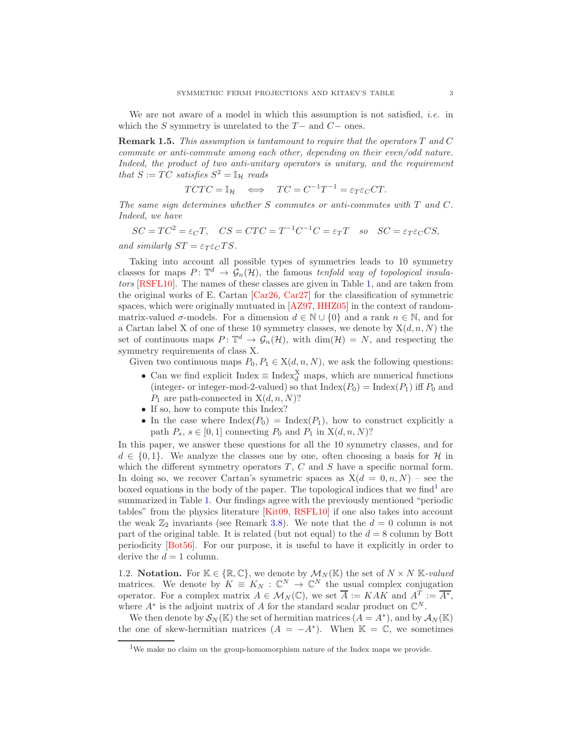We are not aware of a model in which this assumption is not satisfied, *i.e.* in which the $S$ symmetry is unrelated to the $T-$ and $C-$ ones.

**Remark 1.5.** *This assumption is tantamount to require that the operators $T$ and $C$ commute or anti-commute among each other, depending on their even/odd nature. Indeed, the product of two anti-unitary operators is unitary, and the requirement that $S := TC$ satisfies $S^2 = \mathbb{I}_{\mathcal{H}}$ reads*

$$TCTC = \mathbb{I}_{\mathcal{H}} \quad \Longleftrightarrow \quad TC = C^{-1}T^{-1} = \varepsilon_T \varepsilon_C CT.$$

*The same sign determines whether $S$ commutes or anti-commutes with $T$ and $C$. Indeed, we have*

$$SC = TC^2 = \varepsilon_C T, \quad CS = CTC = T^{-1}C^{-1}C = \varepsilon_T T \quad \text{so} \quad SC = \varepsilon_T \varepsilon_C CS,$$

*and similarly $ST = \varepsilon_T \varepsilon_C TS$.*

Taking into account all possible types of symmetries leads to 10 symmetry classes for maps $P\colon \mathbb{T}^d \to \mathcal{G}_n(\mathcal{H})$, the famous *tenfold way of topological insulators* [RSFL10]. The names of these classes are given in Table 1, and are taken from the original works of E. Cartan [Car26, Car27] for the classification of symmetric spaces, which were originally mutuated in [AZ97, HHZ05] in the context of random-matrix-valued $\sigma$-models. For a dimension $d \in \mathbb{N} \cup \{0\}$ and a rank $n \in \mathbb{N}$, and for a Cartan label X of one of these 10 symmetry classes, we denote by $\mathrm{X}(d, n, N)$ the set of continuous maps $P\colon \mathbb{T}^d \to \mathcal{G}_n(\mathcal{H})$, with $\dim(\mathcal{H}) = N$, and respecting the symmetry requirements of class X.

Given two continuous maps $P_0, P_1 \in \mathrm{X}(d, n, N)$, we ask the following questions:

- Can we find explicit $\mathrm{Index} \equiv \mathrm{Index}_d^{\mathrm{X}}$ maps, which are numerical functions (integer- or integer-mod-2-valued) so that $\mathrm{Index}(P_0) = \mathrm{Index}(P_1)$ iff $P_0$ and $P_1$ are path-connected in $\mathrm{X}(d, n, N)$?
- If so, how to compute this Index?
- In the case where $\mathrm{Index}(P_0) = \mathrm{Index}(P_1)$, how to construct explicitly a path $P_s$, $s \in [0, 1]$ connecting $P_0$ and $P_1$ in $\mathrm{X}(d, n, N)$?

In this paper, we answer these questions for all the 10 symmetry classes, and for $d \in \{0, 1\}$. We analyze the classes one by one, often choosing a basis for $\mathcal{H}$ in which the different symmetry operators $T$, $C$ and $S$ have a specific normal form. In doing so, we recover Cartan's symmetric spaces as $\mathrm{X}(d = 0, n, N)$ – see the boxed equations in the body of the paper. The topological indices that we find[1] are summarized in Table 1. Our findings agree with the previously mentioned "periodic tables" from the physics literature [Kit09, RSFL10] if one also takes into account the weak $\mathbb{Z}_2$ invariants (see Remark 3.8). We note that the $d = 0$ column is not part of the original table. It is related (but not equal) to the $d = 8$ column by Bott periodicity [Bot56]. For our purpose, it is useful to have it explicitly in order to derive the $d = 1$ column.

1.2. **Notation.** For $\mathbb{K} \in \{\mathbb{R}, \mathbb{C}\}$, we denote by $\mathcal{M}_N(\mathbb{K})$ the set of $N \times N$ $\mathbb{K}$*-valued* matrices. We denote by $K \equiv K_N : \mathbb{C}^N \to \mathbb{C}^N$ the usual complex conjugation operator. For a complex matrix $A \in \mathcal{M}_N(\mathbb{C})$, we set $\overline{A} := KAK$ and $A^T := \overline{A^*}$, where $A^*$ is the adjoint matrix of $A$ for the standard scalar product on $\mathbb{C}^N$.

We then denote by $\mathcal{S}_N(\mathbb{K})$ the set of hermitian matrices ($A = A^*$), and by $\mathcal{A}_N(\mathbb{K})$ the one of skew-hermitian matrices ($A = -A^*$). When $\mathbb{K} = \mathbb{C}$, we sometimes

[1] We make no claim on the group-homomorphism nature of the Index maps we provide.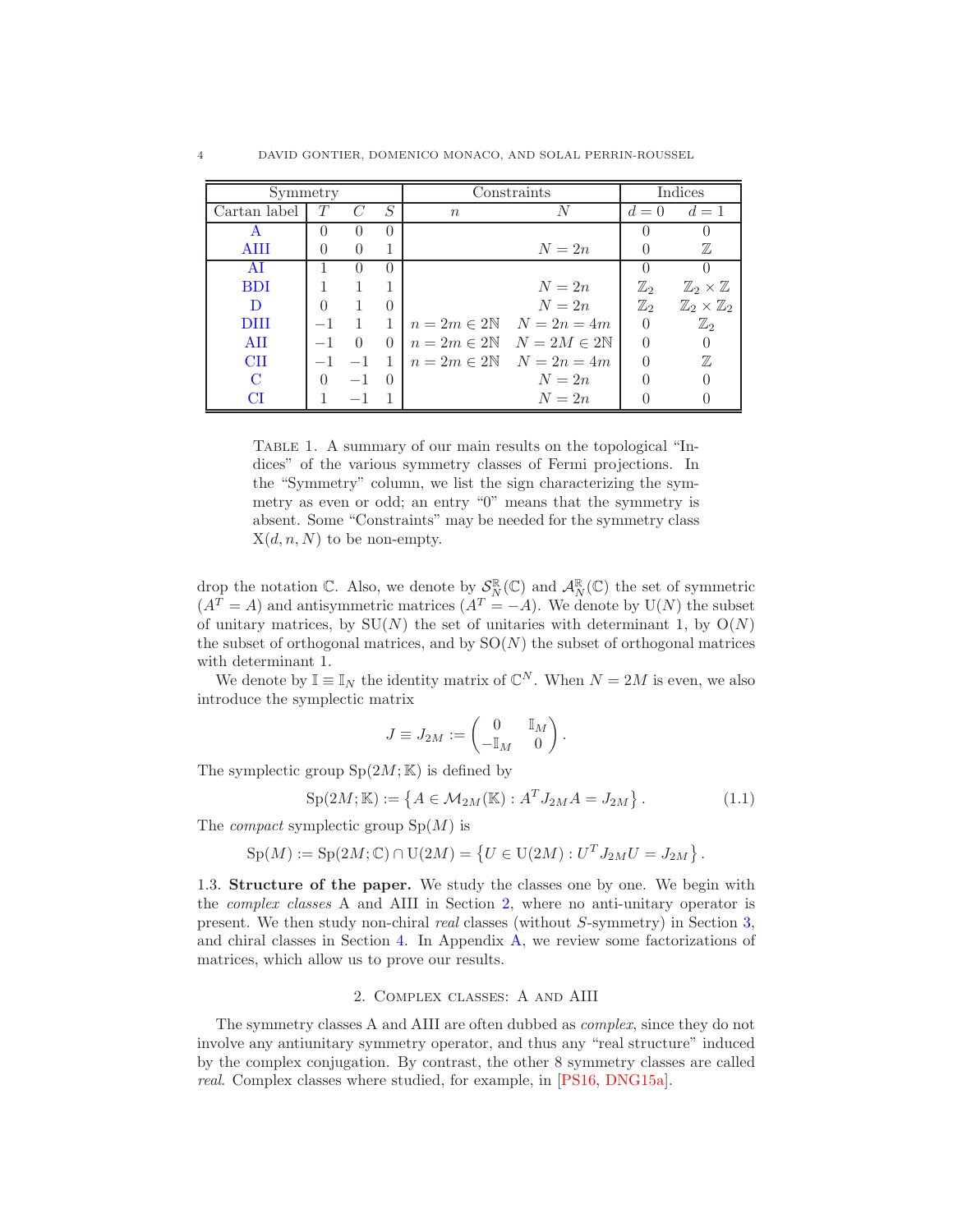| Symmetry | | | | Constraints | | Indices | |
|---|---|---|---|---|---|---|---|
| Cartan label | $T$ | $C$ | $S$ | $n$ | $N$ | $d=0$ | $d=1$ |
| A | $0$ | $0$ | $0$ | | | $0$ | $0$ |
| AIII | $0$ | $0$ | $1$ | | $N=2n$ | $0$ | $\mathbb{Z}$ |
| AI | $1$ | $0$ | $0$ | | | $0$ | $0$ |
| BDI | $1$ | $1$ | $1$ | | $N=2n$ | $\mathbb{Z}_2$ | $\mathbb{Z}_2 \times \mathbb{Z}$ |
| D | $0$ | $1$ | $0$ | | $N=2n$ | $\mathbb{Z}_2$ | $\mathbb{Z}_2 \times \mathbb{Z}_2$ |
| DIII | $-1$ | $1$ | $1$ | $n=2m \in 2\mathbb{N}$ | $N=2n=4m$ | $0$ | $\mathbb{Z}_2$ |
| AII | $-1$ | $0$ | $0$ | $n=2m \in 2\mathbb{N}$ | $N=2M \in 2\mathbb{N}$ | $0$ | $0$ |
| CII | $-1$ | $-1$ | $1$ | $n=2m \in 2\mathbb{N}$ | $N=2n=4m$ | $0$ | $\mathbb{Z}$ |
| C | $0$ | $-1$ | $0$ | | $N=2n$ | $0$ | $0$ |
| CI | $1$ | $-1$ | $1$ | | $N=2n$ | $0$ | $0$ |

Table 1. A summary of our main results on the topological "Indices" of the various symmetry classes of Fermi projections. In the "Symmetry" column, we list the sign characterizing the symmetry as even or odd; an entry "0" means that the symmetry is absent. Some "Constraints" may be needed for the symmetry class $\mathrm{X}(d,n,N)$ to be non-empty.

drop the notation $\mathbb{C}$. Also, we denote by $\mathcal{S}_N^{\mathbb{R}}(\mathbb{C})$ and $\mathcal{A}_N^{\mathbb{R}}(\mathbb{C})$ the set of symmetric ($A^T = A$) and antisymmetric matrices ($A^T = -A$). We denote by $\mathrm{U}(N)$ the subset of unitary matrices, by $\mathrm{SU}(N)$ the set of unitaries with determinant 1, by $\mathrm{O}(N)$ the subset of orthogonal matrices, and by $\mathrm{SO}(N)$ the subset of orthogonal matrices with determinant 1.

We denote by $\mathbb{I} \equiv \mathbb{I}_N$ the identity matrix of $\mathbb{C}^N$. When $N = 2M$ is even, we also introduce the symplectic matrix

$$J \equiv J_{2M} := \begin{pmatrix} 0 & \mathbb{I}_M \\ -\mathbb{I}_M & 0 \end{pmatrix}.$$

The symplectic group $\mathrm{Sp}(2M;\mathbb{K})$ is defined by

$$\mathrm{Sp}(2M;\mathbb{K}) := \left\{ A \in \mathcal{M}_{2M}(\mathbb{K}) : A^T J_{2M} A = J_{2M} \right\}. \tag{1.1}$$

The *compact* symplectic group $\mathrm{Sp}(M)$ is

$$\mathrm{Sp}(M) := \mathrm{Sp}(2M;\mathbb{C}) \cap \mathrm{U}(2M) = \left\{ U \in \mathrm{U}(2M) : U^T J_{2M} U = J_{2M} \right\}.$$

1.3. **Structure of the paper.** We study the classes one by one. We begin with the *complex classes* A and AIII in Section 2, where no anti-unitary operator is present. We then study non-chiral *real* classes (without $S$-symmetry) in Section 3, and chiral classes in Section 4. In Appendix A, we review some factorizations of matrices, which allow us to prove our results.

## 2. Complex classes: A and AIII

The symmetry classes A and AIII are often dubbed as *complex*, since they do not involve any antiunitary symmetry operator, and thus any "real structure" induced by the complex conjugation. By contrast, the other 8 symmetry classes are called *real*. Complex classes where studied, for example, in [PS16, DNG15a].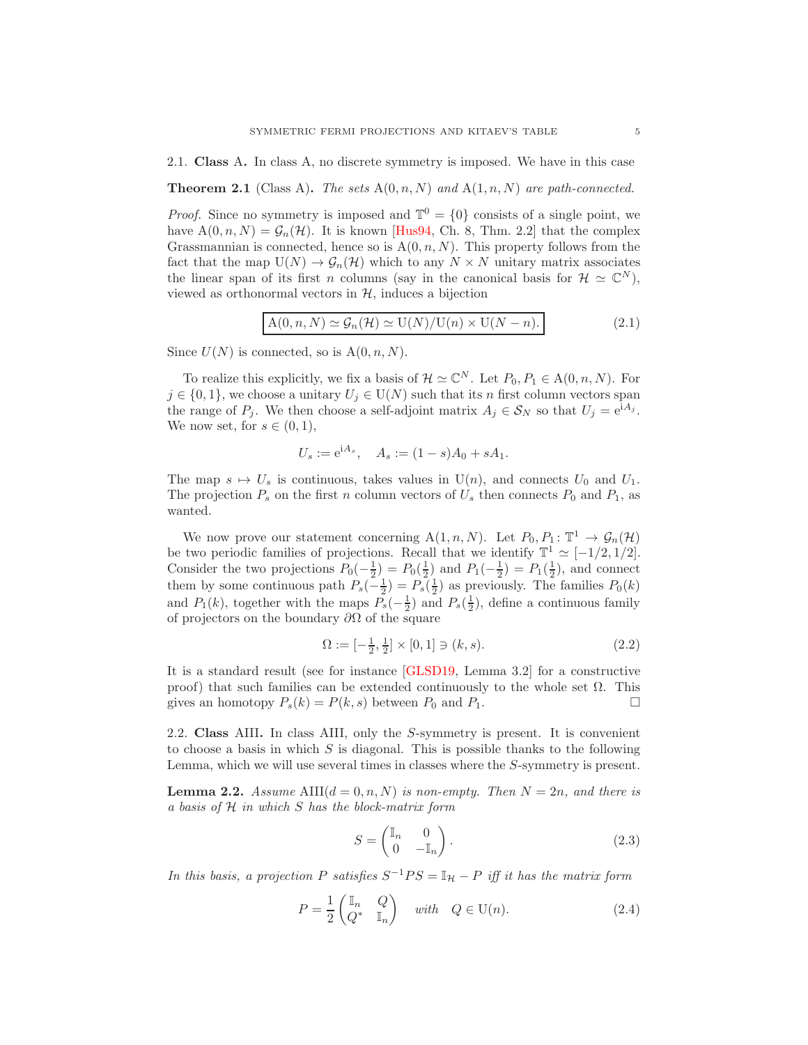## 2.1. **Class A.**

In class A, no discrete symmetry is imposed. We have in this case

**Theorem 2.1** (Class A)**.** *The sets* $\mathrm{A}(0,n,N)$ *and* $\mathrm{A}(1,n,N)$ *are path-connected.*

*Proof.* Since no symmetry is imposed and $\mathbb{T}^0 = \{0\}$ consists of a single point, we have $\mathrm{A}(0,n,N) = \mathcal{G}_n(\mathcal{H})$. It is known [Hus94, Ch. 8, Thm. 2.2] that the complex Grassmannian is connected, hence so is $\mathrm{A}(0,n,N)$. This property follows from the fact that the map $\mathrm{U}(N) \to \mathcal{G}_n(\mathcal{H})$ which to any $N \times N$ unitary matrix associates the linear span of its first $n$ columns (say in the canonical basis for $\mathcal{H} \simeq \mathbb{C}^N$), viewed as orthonormal vectors in $\mathcal{H}$, induces a bijection

$$\boxed{\mathrm{A}(0,n,N) \simeq \mathcal{G}_n(\mathcal{H}) \simeq \mathrm{U}(N)/\mathrm{U}(n) \times \mathrm{U}(N-n).} \tag{2.1}$$

Since $U(N)$ is connected, so is $\mathrm{A}(0,n,N)$.

To realize this explicitly, we fix a basis of $\mathcal{H} \simeq \mathbb{C}^N$. Let $P_0, P_1 \in \mathrm{A}(0,n,N)$. For $j \in \{0,1\}$, we choose a unitary $U_j \in \mathrm{U}(N)$ such that its $n$ first column vectors span the range of $P_j$. We then choose a self-adjoint matrix $A_j \in \mathcal{S}_N$ so that $U_j = \mathrm{e}^{\mathrm{i}A_j}$. We now set, for $s \in (0,1)$,

$$U_s := \mathrm{e}^{\mathrm{i}A_s}, \quad A_s := (1-s)A_0 + sA_1.$$

The map $s \mapsto U_s$ is continuous, takes values in $\mathrm{U}(n)$, and connects $U_0$ and $U_1$. The projection $P_s$ on the first $n$ column vectors of $U_s$ then connects $P_0$ and $P_1$, as wanted.

We now prove our statement concerning $\mathrm{A}(1,n,N)$. Let $P_0, P_1 \colon \mathbb{T}^1 \to \mathcal{G}_n(\mathcal{H})$ be two periodic families of projections. Recall that we identify $\mathbb{T}^1 \simeq [-1/2, 1/2]$. Consider the two projections $P_0(-\frac{1}{2}) = P_0(\frac{1}{2})$ and $P_1(-\frac{1}{2}) = P_1(\frac{1}{2})$, and connect them by some continuous path $P_s(-\frac{1}{2}) = P_s(\frac{1}{2})$ as previously. The families $P_0(k)$ and $P_1(k)$, together with the maps $P_s(-\frac{1}{2})$ and $P_s(\frac{1}{2})$, define a continuous family of projectors on the boundary $\partial\Omega$ of the square

$$\Omega := [-\tfrac{1}{2}, \tfrac{1}{2}] \times [0,1] \ni (k,s). \tag{2.2}$$

It is a standard result (see for instance [GLSD19, Lemma 3.2] for a constructive proof) that such families can be extended continuously to the whole set $\Omega$. This gives an homotopy $P_s(k) = P(k,s)$ between $P_0$ and $P_1$. □

## 2.2. **Class AIII.**

In class AIII, only the $S$-symmetry is present. It is convenient to choose a basis in which $S$ is diagonal. This is possible thanks to the following Lemma, which we will use several times in classes where the $S$-symmetry is present.

**Lemma 2.2.** *Assume* $\mathrm{AIII}(d=0,n,N)$ *is non-empty. Then* $N = 2n$*, and there is a basis of* $\mathcal{H}$ *in which* $S$ *has the block-matrix form*

$$S = \begin{pmatrix} \mathbb{I}_n & 0 \\ 0 & -\mathbb{I}_n \end{pmatrix}. \tag{2.3}$$

*In this basis, a projection* $P$ *satisfies* $S^{-1}PS = \mathbb{I}_{\mathcal{H}} - P$ *iff it has the matrix form*

$$P = \frac{1}{2}\begin{pmatrix} \mathbb{I}_n & Q \\ Q^* & \mathbb{I}_n \end{pmatrix} \quad \textit{with} \quad Q \in \mathrm{U}(n). \tag{2.4}$$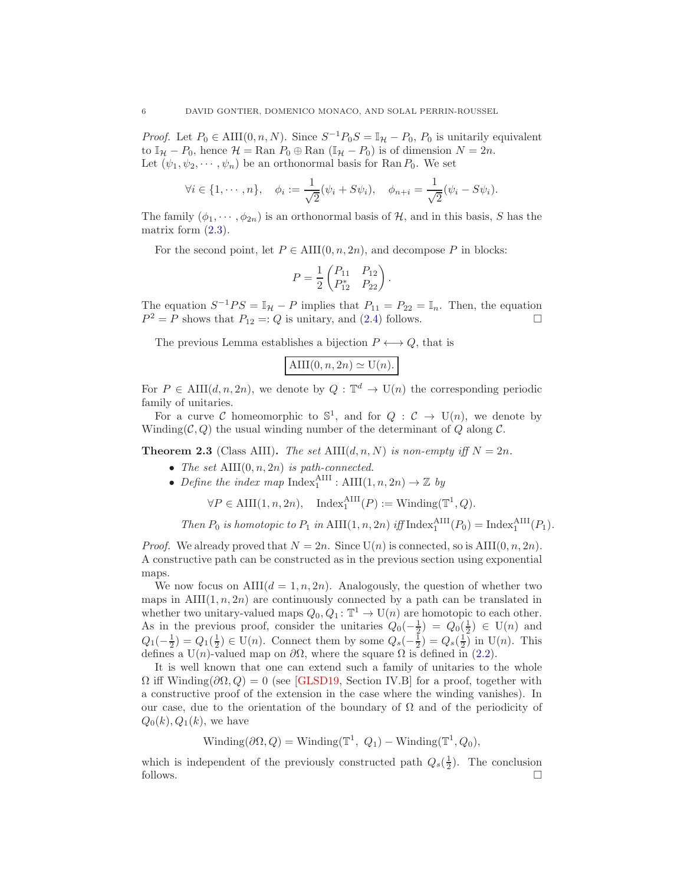*Proof.* Let $P_0 \in \mathrm{AIII}(0, n, N)$. Since $S^{-1} P_0 S = \mathbb{I}_{\mathcal{H}} - P_0$, $P_0$ is unitarily equivalent to $\mathbb{I}_{\mathcal{H}} - P_0$, hence $\mathcal{H} = \mathrm{Ran}\, P_0 \oplus \mathrm{Ran}\,(\mathbb{I}_{\mathcal{H}} - P_0)$ is of dimension $N = 2n$.
Let $(\psi_1, \psi_2, \cdots, \psi_n)$ be an orthonormal basis for $\mathrm{Ran}\, P_0$. We set

$$\forall i \in \{1, \cdots, n\}, \quad \phi_i := \frac{1}{\sqrt{2}}(\psi_i + S\psi_i), \quad \phi_{n+i} = \frac{1}{\sqrt{2}}(\psi_i - S\psi_i).$$

The family $(\phi_1, \cdots, \phi_{2n})$ is an orthonormal basis of $\mathcal{H}$, and in this basis, $S$ has the matrix form (2.3).

For the second point, let $P \in \mathrm{AIII}(0, n, 2n)$, and decompose $P$ in blocks:

$$P = \frac{1}{2}\begin{pmatrix} P_{11} & P_{12} \\ P_{12}^* & P_{22} \end{pmatrix}.$$

The equation $S^{-1} P S = \mathbb{I}_{\mathcal{H}} - P$ implies that $P_{11} = P_{22} = \mathbb{I}_n$. Then, the equation $P^2 = P$ shows that $P_{12} =: Q$ is unitary, and (2.4) follows. $\square$

The previous Lemma establishes a bijection $P \longleftrightarrow Q$, that is

$$\boxed{\mathrm{AIII}(0, n, 2n) \simeq \mathrm{U}(n).}$$

For $P \in \mathrm{AIII}(d, n, 2n)$, we denote by $Q : \mathbb{T}^d \to \mathrm{U}(n)$ the corresponding periodic family of unitaries.

For a curve $\mathcal{C}$ homeomorphic to $\mathbb{S}^1$, and for $Q : \mathcal{C} \to \mathrm{U}(n)$, we denote by $\mathrm{Winding}(\mathcal{C}, Q)$ the usual winding number of the determinant of $Q$ along $\mathcal{C}$.

**Theorem 2.3** (Class AIII)**.** *The set* $\mathrm{AIII}(d, n, N)$ *is non-empty iff* $N = 2n$.

- *The set* $\mathrm{AIII}(0, n, 2n)$ *is path-connected.*
- *Define the index map* $\mathrm{Index}_1^{\mathrm{AIII}} : \mathrm{AIII}(1, n, 2n) \to \mathbb{Z}$ *by*

$$\forall P \in \mathrm{AIII}(1, n, 2n), \quad \mathrm{Index}_1^{\mathrm{AIII}}(P) := \mathrm{Winding}(\mathbb{T}^1, Q).$$

*Then* $P_0$ *is homotopic to* $P_1$ *in* $\mathrm{AIII}(1, n, 2n)$ *iff* $\mathrm{Index}_1^{\mathrm{AIII}}(P_0) = \mathrm{Index}_1^{\mathrm{AIII}}(P_1)$.

*Proof.* We already proved that $N = 2n$. Since $\mathrm{U}(n)$ is connected, so is $\mathrm{AIII}(0, n, 2n)$. A constructive path can be constructed as in the previous section using exponential maps.

We now focus on $\mathrm{AIII}(d = 1, n, 2n)$. Analogously, the question of whether two maps in $\mathrm{AIII}(1, n, 2n)$ are continuously connected by a path can be translated in whether two unitary-valued maps $Q_0, Q_1 : \mathbb{T}^1 \to \mathrm{U}(n)$ are homotopic to each other. As in the previous proof, consider the unitaries $Q_0(-\frac{1}{2}) = Q_0(\frac{1}{2}) \in \mathrm{U}(n)$ and $Q_1(-\frac{1}{2}) = Q_1(\frac{1}{2}) \in \mathrm{U}(n)$. Connect them by some $Q_s(-\frac{1}{2}) = Q_s(\frac{1}{2})$ in $\mathrm{U}(n)$. This defines a $\mathrm{U}(n)$-valued map on $\partial\Omega$, where the square $\Omega$ is defined in (2.2).

It is well known that one can extend such a family of unitaries to the whole $\Omega$ iff $\mathrm{Winding}(\partial\Omega, Q) = 0$ (see [GLSD19, Section IV.B] for a proof, together with a constructive proof of the extension in the case where the winding vanishes). In our case, due to the orientation of the boundary of $\Omega$ and of the periodicity of $Q_0(k), Q_1(k)$, we have

$$\mathrm{Winding}(\partial\Omega, Q) = \mathrm{Winding}(\mathbb{T}^1,\ Q_1) - \mathrm{Winding}(\mathbb{T}^1, Q_0),$$

which is independent of the previously constructed path $Q_s(\frac{1}{2})$. The conclusion follows. $\square$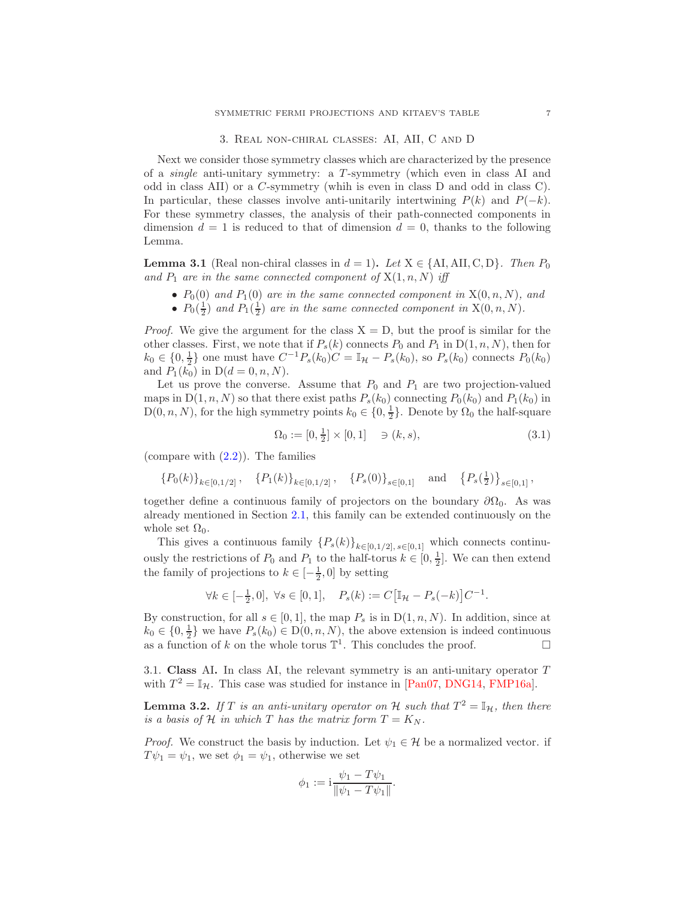## 3. Real non-chiral classes: AI, AII, C and D

Next we consider those symmetry classes which are characterized by the presence of a *single* anti-unitary symmetry: a $T$-symmetry (which even in class AI and odd in class AII) or a $C$-symmetry (whih is even in class D and odd in class C). In particular, these classes involve anti-unitarily intertwining $P(k)$ and $P(-k)$. For these symmetry classes, the analysis of their path-connected components in dimension $d = 1$ is reduced to that of dimension $d = 0$, thanks to the following Lemma.

**Lemma 3.1** (Real non-chiral classes in $d = 1$)**.** *Let* $\mathrm{X} \in \{\mathrm{AI}, \mathrm{AII}, \mathrm{C}, \mathrm{D}\}$*. Then* $P_0$ *and* $P_1$ *are in the same connected component of* $\mathrm{X}(1, n, N)$ *iff*

- $P_0(0)$ *and* $P_1(0)$ *are in the same connected component in* $\mathrm{X}(0, n, N)$*, and*
- $P_0(\frac{1}{2})$ *and* $P_1(\frac{1}{2})$ *are in the same connected component in* $\mathrm{X}(0, n, N)$*.*

*Proof.* We give the argument for the class $\mathrm{X} = \mathrm{D}$, but the proof is similar for the other classes. First, we note that if $P_s(k)$ connects $P_0$ and $P_1$ in $\mathrm{D}(1, n, N)$, then for $k_0 \in \{0, \frac{1}{2}\}$ one must have $C^{-1} P_s(k_0) C = \mathbb{I}_{\mathcal{H}} - P_s(k_0)$, so $P_s(k_0)$ connects $P_0(k_0)$ and $P_1(k_0)$ in $\mathrm{D}(d = 0, n, N)$.

Let us prove the converse. Assume that $P_0$ and $P_1$ are two projection-valued maps in $\mathrm{D}(1, n, N)$ so that there exist paths $P_s(k_0)$ connecting $P_0(k_0)$ and $P_1(k_0)$ in $\mathrm{D}(0, n, N)$, for the high symmetry points $k_0 \in \{0, \frac{1}{2}\}$. Denote by $\Omega_0$ the half-square

$$\Omega_0 := [0, \tfrac{1}{2}] \times [0, 1] \quad \ni (k, s), \tag{3.1}$$

(compare with (2.2)). The families

$$\{P_0(k)\}_{k \in [0,1/2]}, \quad \{P_1(k)\}_{k \in [0,1/2]}, \quad \{P_s(0)\}_{s \in [0,1]} \quad \text{and} \quad \{P_s(\tfrac{1}{2})\}_{s \in [0,1]},$$

together define a continuous family of projectors on the boundary $\partial \Omega_0$. As was already mentioned in Section 2.1, this family can be extended continuously on the whole set $\Omega_0$.

This gives a continuous family $\{P_s(k)\}_{k \in [0,1/2],\, s \in [0,1]}$ which connects continuously the restrictions of $P_0$ and $P_1$ to the half-torus $k \in [0, \frac{1}{2}]$. We can then extend the family of projections to $k \in [-\frac{1}{2}, 0]$ by setting

$$\forall k \in [-\tfrac{1}{2}, 0], \ \forall s \in [0, 1], \quad P_s(k) := C \big[ \mathbb{I}_{\mathcal{H}} - P_s(-k) \big] C^{-1}.$$

By construction, for all $s \in [0, 1]$, the map $P_s$ is in $\mathrm{D}(1, n, N)$. In addition, since at $k_0 \in \{0, \frac{1}{2}\}$ we have $P_s(k_0) \in \mathrm{D}(0, n, N)$, the above extension is indeed continuous as a function of $k$ on the whole torus $\mathbb{T}^1$. This concludes the proof. □

### 3.1. Class AI.

In class AI, the relevant symmetry is an anti-unitary operator $T$ with $T^2 = \mathbb{I}_{\mathcal{H}}$. This case was studied for instance in [Pan07, DNG14, FMP16a].

**Lemma 3.2.** *If* $T$ *is an anti-unitary operator on* $\mathcal{H}$ *such that* $T^2 = \mathbb{I}_{\mathcal{H}}$*, then there is a basis of* $\mathcal{H}$ *in which* $T$ *has the matrix form* $T = K_N$*.*

*Proof.* We construct the basis by induction. Let $\psi_1 \in \mathcal{H}$ be a normalized vector. if $T\psi_1 = \psi_1$, we set $\phi_1 = \psi_1$, otherwise we set

$$\phi_1 := \mathrm{i} \frac{\psi_1 - T\psi_1}{\| \psi_1 - T\psi_1 \|}.$$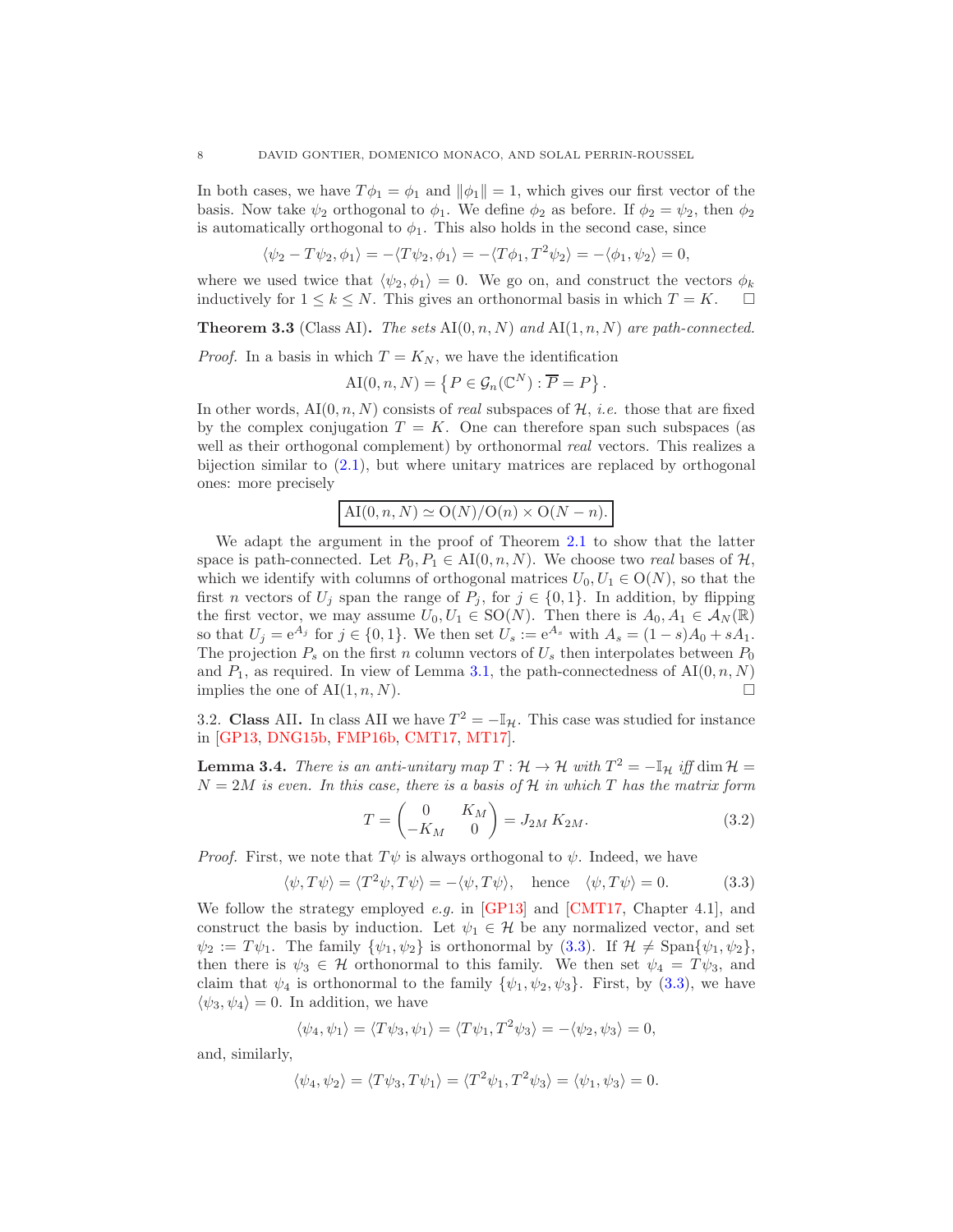In both cases, we have $T\phi_1 = \phi_1$ and $\|\phi_1\| = 1$, which gives our first vector of the basis. Now take $\psi_2$ orthogonal to $\phi_1$. We define $\phi_2$ as before. If $\phi_2 = \psi_2$, then $\phi_2$ is automatically orthogonal to $\phi_1$. This also holds in the second case, since

$$\langle \psi_2 - T\psi_2, \phi_1 \rangle = -\langle T\psi_2, \phi_1 \rangle = -\langle T\phi_1, T^2\psi_2 \rangle = -\langle \phi_1, \psi_2 \rangle = 0,$$

where we used twice that $\langle \psi_2, \phi_1 \rangle = 0$. We go on, and construct the vectors $\phi_k$ inductively for $1 \le k \le N$. This gives an orthonormal basis in which $T = K$. $\square$

**Theorem 3.3** (Class AI)**.** *The sets* $\mathrm{AI}(0, n, N)$ *and* $\mathrm{AI}(1, n, N)$ *are path-connected.*

*Proof.* In a basis in which $T = K_N$, we have the identification

$$\mathrm{AI}(0, n, N) = \left\{ P \in \mathcal{G}_n(\mathbb{C}^N) : \overline{P} = P \right\}.$$

In other words, $\mathrm{AI}(0, n, N)$ consists of *real* subspaces of $\mathcal{H}$, *i.e.* those that are fixed by the complex conjugation $T = K$. One can therefore span such subspaces (as well as their orthogonal complement) by orthonormal *real* vectors. This realizes a bijection similar to (2.1), but where unitary matrices are replaced by orthogonal ones: more precisely

$$\boxed{\mathrm{AI}(0, n, N) \simeq \mathrm{O}(N)/\mathrm{O}(n) \times \mathrm{O}(N - n).}$$

We adapt the argument in the proof of Theorem 2.1 to show that the latter space is path-connected. Let $P_0, P_1 \in \mathrm{AI}(0, n, N)$. We choose two *real* bases of $\mathcal{H}$, which we identify with columns of orthogonal matrices $U_0, U_1 \in \mathrm{O}(N)$, so that the first $n$ vectors of $U_j$ span the range of $P_j$, for $j \in \{0, 1\}$. In addition, by flipping the first vector, we may assume $U_0, U_1 \in \mathrm{SO}(N)$. Then there is $A_0, A_1 \in \mathcal{A}_N(\mathbb{R})$ so that $U_j = \mathrm{e}^{A_j}$ for $j \in \{0, 1\}$. We then set $U_s := \mathrm{e}^{A_s}$ with $A_s = (1 - s)A_0 + sA_1$. The projection $P_s$ on the first $n$ column vectors of $U_s$ then interpolates between $P_0$ and $P_1$, as required. In view of Lemma 3.1, the path-connectedness of $\mathrm{AI}(0, n, N)$ implies the one of $\mathrm{AI}(1, n, N)$. $\square$

3.2. **Class AII.** In class AII we have $T^2 = -\mathbb{I}_{\mathcal{H}}$. This case was studied for instance in [GP13, DNG15b, FMP16b, CMT17, MT17].

**Lemma 3.4.** *There is an anti-unitary map* $T : \mathcal{H} \to \mathcal{H}$ *with* $T^2 = -\mathbb{I}_{\mathcal{H}}$ *iff* $\dim \mathcal{H} = N = 2M$ *is even. In this case, there is a basis of* $\mathcal{H}$ *in which* $T$ *has the matrix form*

$$T = \begin{pmatrix} 0 & K_M \\ -K_M & 0 \end{pmatrix} = J_{2M}\, K_{2M}. \tag{3.2}$$

*Proof.* First, we note that $T\psi$ is always orthogonal to $\psi$. Indeed, we have

$$\langle \psi, T\psi \rangle = \langle T^2\psi, T\psi \rangle = -\langle \psi, T\psi \rangle, \quad \text{hence} \quad \langle \psi, T\psi \rangle = 0. \tag{3.3}$$

We follow the strategy employed *e.g.* in [GP13] and [CMT17, Chapter 4.1], and construct the basis by induction. Let $\psi_1 \in \mathcal{H}$ be any normalized vector, and set $\psi_2 := T\psi_1$. The family $\{\psi_1, \psi_2\}$ is orthonormal by (3.3). If $\mathcal{H} \ne \mathrm{Span}\{\psi_1, \psi_2\}$, then there is $\psi_3 \in \mathcal{H}$ orthonormal to this family. We then set $\psi_4 = T\psi_3$, and claim that $\psi_4$ is orthonormal to the family $\{\psi_1, \psi_2, \psi_3\}$. First, by (3.3), we have $\langle \psi_3, \psi_4 \rangle = 0$. In addition, we have

$$\langle \psi_4, \psi_1 \rangle = \langle T\psi_3, \psi_1 \rangle = \langle T\psi_1, T^2\psi_3 \rangle = -\langle \psi_2, \psi_3 \rangle = 0,$$

and, similarly,

$$\langle \psi_4, \psi_2 \rangle = \langle T\psi_3, T\psi_1 \rangle = \langle T^2\psi_1, T^2\psi_3 \rangle = \langle \psi_1, \psi_3 \rangle = 0.$$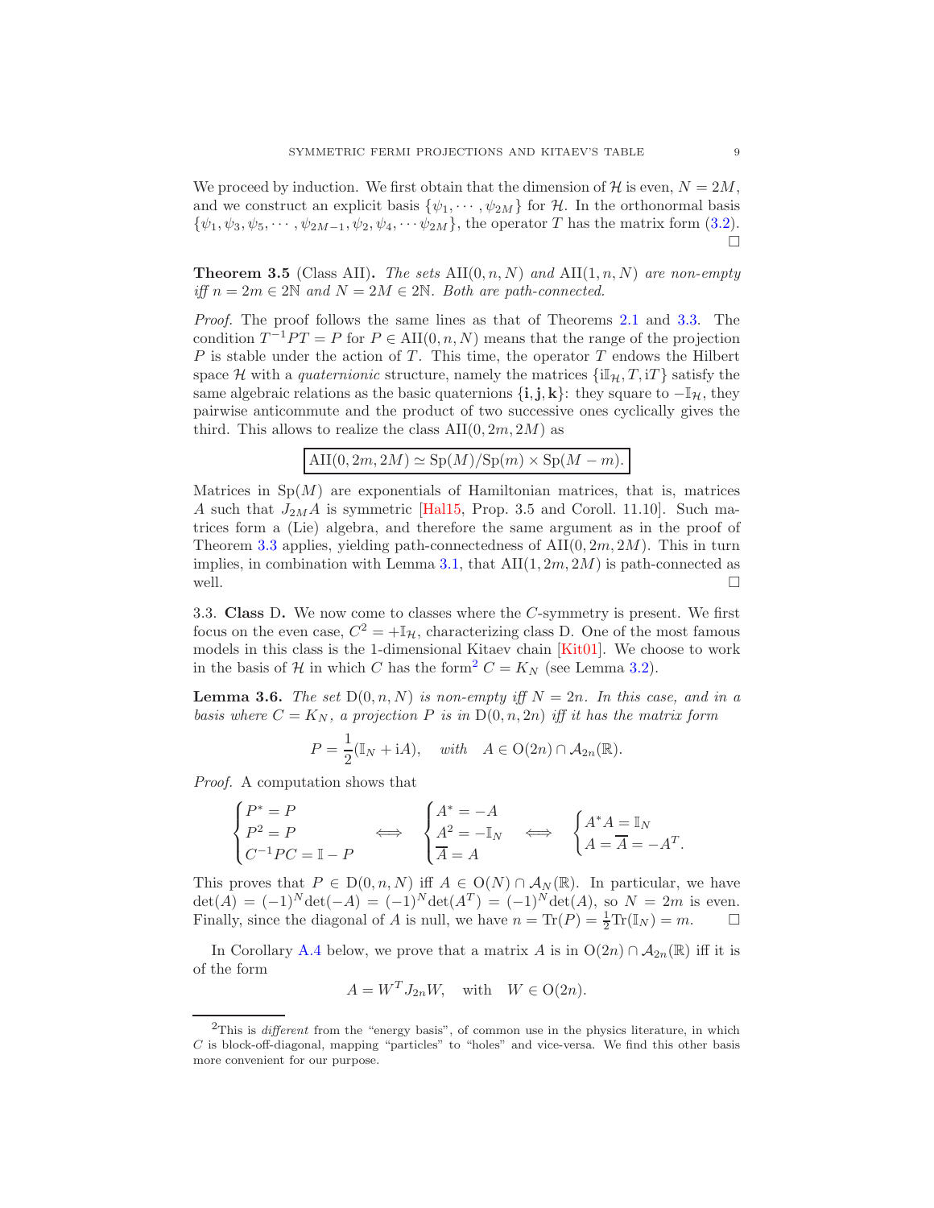We proceed by induction. We first obtain that the dimension of $\mathcal{H}$ is even, $N = 2M$, and we construct an explicit basis $\{\psi_1, \cdots, \psi_{2M}\}$ for $\mathcal{H}$. In the orthonormal basis $\{\psi_1, \psi_3, \psi_5, \cdots, \psi_{2M-1}, \psi_2, \psi_4, \cdots \psi_{2M}\}$, the operator $T$ has the matrix form (3.2). $\square$

**Theorem 3.5** (Class AII)**.** *The sets* $\mathrm{AII}(0, n, N)$ *and* $\mathrm{AII}(1, n, N)$ *are non-empty iff* $n = 2m \in 2\mathbb{N}$ *and* $N = 2M \in 2\mathbb{N}$*. Both are path-connected.*

*Proof.* The proof follows the same lines as that of Theorems 2.1 and 3.3. The condition $T^{-1}PT = P$ for $P \in \mathrm{AII}(0, n, N)$ means that the range of the projection $P$ is stable under the action of $T$. This time, the operator $T$ endows the Hilbert space $\mathcal{H}$ with a *quaternionic* structure, namely the matrices $\{\mathrm{i}\mathbb{I}_{\mathcal{H}}, T, \mathrm{i}T\}$ satisfy the same algebraic relations as the basic quaternions $\{\mathbf{i}, \mathbf{j}, \mathbf{k}\}$: they square to $-\mathbb{I}_{\mathcal{H}}$, they pairwise anticommute and the product of two successive ones cyclically gives the third. This allows to realize the class $\mathrm{AII}(0, 2m, 2M)$ as

$$\boxed{\mathrm{AII}(0, 2m, 2M) \simeq \mathrm{Sp}(M)/\mathrm{Sp}(m) \times \mathrm{Sp}(M-m).}$$

Matrices in $\mathrm{Sp}(M)$ are exponentials of Hamiltonian matrices, that is, matrices $A$ such that $J_{2M}A$ is symmetric [Hal15, Prop. 3.5 and Coroll. 11.10]. Such matrices form a (Lie) algebra, and therefore the same argument as in the proof of Theorem 3.3 applies, yielding path-connectedness of $\mathrm{AII}(0, 2m, 2M)$. This in turn implies, in combination with Lemma 3.1, that $\mathrm{AII}(1, 2m, 2M)$ is path-connected as well. $\square$

### 3.3. Class D.

We now come to classes where the $C$-symmetry is present. We first focus on the even case, $C^2 = +\mathbb{I}_{\mathcal{H}}$, characterizing class D. One of the most famous models in this class is the 1-dimensional Kitaev chain [Kit01]. We choose to work in the basis of $\mathcal{H}$ in which $C$ has the form[2] $C = K_N$ (see Lemma 3.2).

**Lemma 3.6.** *The set* $\mathrm{D}(0, n, N)$ *is non-empty iff* $N = 2n$*. In this case, and in a basis where* $C = K_N$*, a projection* $P$ *is in* $\mathrm{D}(0, n, 2n)$ *iff it has the matrix form*

$$P = \frac{1}{2}(\mathbb{I}_N + \mathrm{i}A), \quad \textit{with} \quad A \in \mathrm{O}(2n) \cap \mathcal{A}_{2n}(\mathbb{R}).$$

*Proof.* A computation shows that

$$\begin{cases} P^* = P \\ P^2 = P \\ C^{-1}PC = \mathbb{I} - P \end{cases} \iff \begin{cases} A^* = -A \\ A^2 = -\mathbb{I}_N \\ \overline{A} = A \end{cases} \iff \begin{cases} A^*A = \mathbb{I}_N \\ A = \overline{A} = -A^T. \end{cases}$$

This proves that $P \in \mathrm{D}(0, n, N)$ iff $A \in \mathrm{O}(N) \cap \mathcal{A}_N(\mathbb{R})$. In particular, we have $\det(A) = (-1)^N \det(-A) = (-1)^N \det(A^T) = (-1)^N \det(A)$, so $N = 2m$ is even. Finally, since the diagonal of $A$ is null, we have $n = \mathrm{Tr}(P) = \frac{1}{2}\mathrm{Tr}(\mathbb{I}_N) = m$. $\square$

In Corollary A.4 below, we prove that a matrix $A$ is in $\mathrm{O}(2n) \cap \mathcal{A}_{2n}(\mathbb{R})$ iff it is of the form

$$A = W^T J_{2n} W, \quad \text{with} \quad W \in \mathrm{O}(2n).$$

[2] This is *different* from the "energy basis", of common use in the physics literature, in which $C$ is block-off-diagonal, mapping "particles" to "holes" and vice-versa. We find this other basis more convenient for our purpose.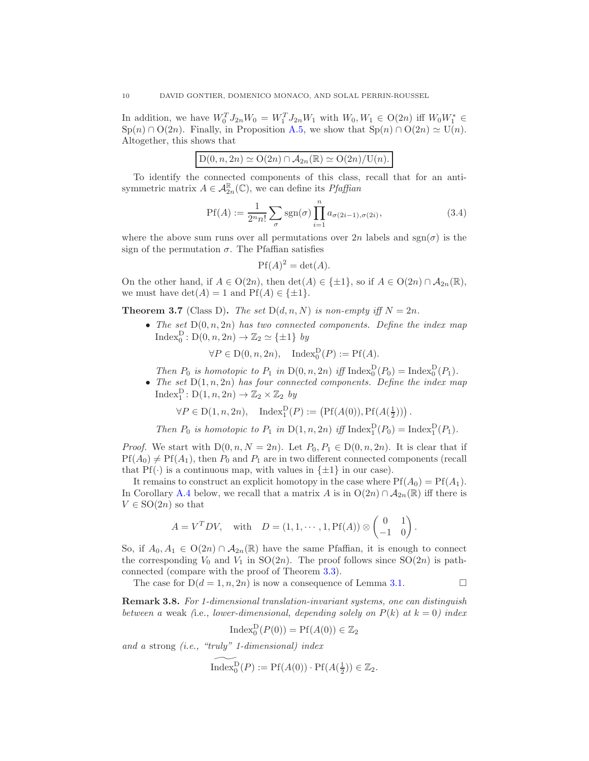In addition, we have $W_0^T J_{2n} W_0 = W_1^T J_{2n} W_1$ with $W_0, W_1 \in \mathrm{O}(2n)$ iff $W_0 W_1^* \in \mathrm{Sp}(n) \cap \mathrm{O}(2n)$. Finally, in Proposition A.5, we show that $\mathrm{Sp}(n) \cap \mathrm{O}(2n) \simeq \mathrm{U}(n)$. Altogether, this shows that

$$\boxed{\mathrm{D}(0, n, 2n) \simeq \mathrm{O}(2n) \cap \mathcal{A}_{2n}(\mathbb{R}) \simeq \mathrm{O}(2n)/\mathrm{U}(n).}$$

To identify the connected components of this class, recall that for an anti-symmetric matrix $A \in \mathcal{A}_{2n}^{\mathbb{R}}(\mathbb{C})$, we can define its *Pfaffian*

$$\mathrm{Pf}(A) := \frac{1}{2^n n!} \sum_{\sigma} \mathrm{sgn}(\sigma) \prod_{i=1}^{n} a_{\sigma(2i-1),\sigma(2i)}, \tag{3.4}$$

where the above sum runs over all permutations over $2n$ labels and $\mathrm{sgn}(\sigma)$ is the sign of the permutation $\sigma$. The Pfaffian satisfies

$$\mathrm{Pf}(A)^2 = \det(A).$$

On the other hand, if $A \in \mathrm{O}(2n)$, then $\det(A) \in \{\pm 1\}$, so if $A \in \mathrm{O}(2n) \cap \mathcal{A}_{2n}(\mathbb{R})$, we must have $\det(A) = 1$ and $\mathrm{Pf}(A) \in \{\pm 1\}$.

**Theorem 3.7** (Class D). *The set $\mathrm{D}(d, n, N)$ is non-empty iff $N = 2n$.*

- *The set $\mathrm{D}(0, n, 2n)$ has two connected components. Define the index map $\mathrm{Index}_0^{\mathrm{D}} \colon \mathrm{D}(0, n, 2n) \to \mathbb{Z}_2 \simeq \{\pm 1\}$ by*
$$\forall P \in \mathrm{D}(0, n, 2n), \quad \mathrm{Index}_0^{\mathrm{D}}(P) := \mathrm{Pf}(A).$$
*Then $P_0$ is homotopic to $P_1$ in $\mathrm{D}(0, n, 2n)$ iff $\mathrm{Index}_0^{\mathrm{D}}(P_0) = \mathrm{Index}_0^{\mathrm{D}}(P_1)$.*
- *The set $\mathrm{D}(1, n, 2n)$ has four connected components. Define the index map $\mathrm{Index}_1^{\mathrm{D}} \colon \mathrm{D}(1, n, 2n) \to \mathbb{Z}_2 \times \mathbb{Z}_2$ by*
$$\forall P \in \mathrm{D}(1, n, 2n), \quad \mathrm{Index}_1^{\mathrm{D}}(P) := \left(\mathrm{Pf}(A(0)), \mathrm{Pf}(A(\tfrac{1}{2}))\right).$$
*Then $P_0$ is homotopic to $P_1$ in $\mathrm{D}(1, n, 2n)$ iff $\mathrm{Index}_1^{\mathrm{D}}(P_0) = \mathrm{Index}_1^{\mathrm{D}}(P_1)$.*

*Proof.* We start with $\mathrm{D}(0, n, N = 2n)$. Let $P_0, P_1 \in \mathrm{D}(0, n, 2n)$. It is clear that if $\mathrm{Pf}(A_0) \neq \mathrm{Pf}(A_1)$, then $P_0$ and $P_1$ are in two different connected components (recall that $\mathrm{Pf}(\cdot)$ is a continuous map, with values in $\{\pm 1\}$ in our case).

It remains to construct an explicit homotopy in the case where $\mathrm{Pf}(A_0) = \mathrm{Pf}(A_1)$. In Corollary A.4 below, we recall that a matrix $A$ is in $\mathrm{O}(2n) \cap \mathcal{A}_{2n}(\mathbb{R})$ iff there is $V \in \mathrm{SO}(2n)$ so that

$$A = V^T D V, \quad \text{with} \quad D = (1, 1, \cdots, 1, \mathrm{Pf}(A)) \otimes \begin{pmatrix} 0 & 1 \\ -1 & 0 \end{pmatrix}.$$

So, if $A_0, A_1 \in \mathrm{O}(2n) \cap \mathcal{A}_{2n}(\mathbb{R})$ have the same Pfaffian, it is enough to connect the corresponding $V_0$ and $V_1$ in $\mathrm{SO}(2n)$. The proof follows since $\mathrm{SO}(2n)$ is path-connected (compare with the proof of Theorem 3.3).

The case for $\mathrm{D}(d = 1, n, 2n)$ is now a consequence of Lemma 3.1. $\square$

**Remark 3.8.** *For 1-dimensional translation-invariant systems, one can distinguish between a* weak *(i.e., lower-dimensional, depending solely on $P(k)$ at $k = 0$) index*

$$\mathrm{Index}_0^{\mathrm{D}}(P(0)) = \mathrm{Pf}(A(0)) \in \mathbb{Z}_2$$

*and a* strong *(i.e., "truly" 1-dimensional) index*

$$\widetilde{\mathrm{Index}_0^{\mathrm{D}}}(P) := \mathrm{Pf}(A(0)) \cdot \mathrm{Pf}(A(\tfrac{1}{2})) \in \mathbb{Z}_2.$$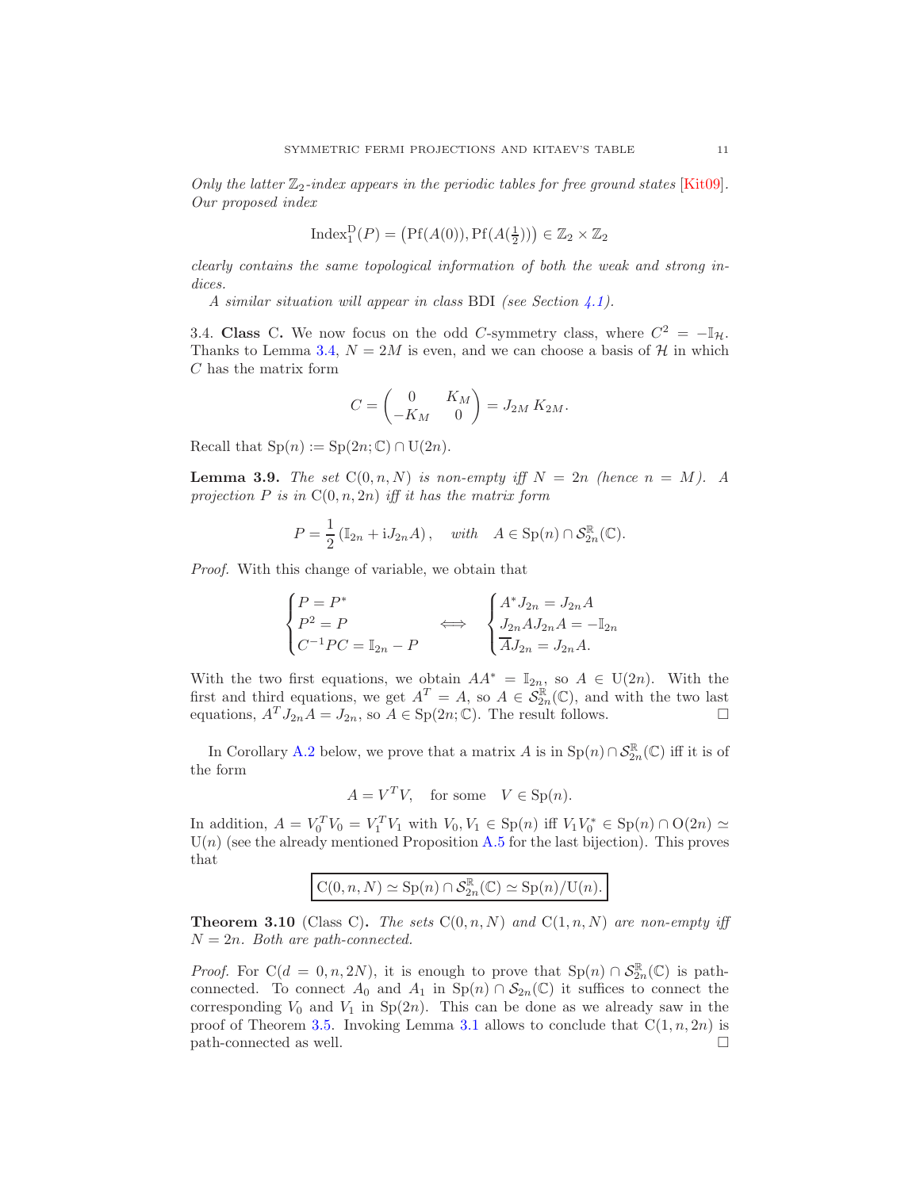*Only the latter $\mathbb{Z}_2$-index appears in the periodic tables for free ground states* [Kit09]*. Our proposed index*

$$\mathrm{Index}_1^{\mathrm{D}}(P) = \left(\mathrm{Pf}(A(0)), \mathrm{Pf}(A(\tfrac{1}{2}))\right) \in \mathbb{Z}_2 \times \mathbb{Z}_2$$

*clearly contains the same topological information of both the weak and strong indices.*

*A similar situation will appear in class* BDI *(see Section 4.1).*

3.4. **Class** C**.** We now focus on the odd $C$-symmetry class, where $C^2 = -\mathbb{I}_{\mathcal{H}}$. Thanks to Lemma 3.4, $N = 2M$ is even, and we can choose a basis of $\mathcal{H}$ in which $C$ has the matrix form

$$C = \begin{pmatrix} 0 & K_M \\ -K_M & 0 \end{pmatrix} = J_{2M}\, K_{2M}.$$

Recall that $\mathrm{Sp}(n) := \mathrm{Sp}(2n;\mathbb{C}) \cap \mathrm{U}(2n)$.

**Lemma 3.9.** *The set* $\mathrm{C}(0, n, N)$ *is non-empty iff* $N = 2n$ *(hence* $n = M$*). A projection* $P$ *is in* $\mathrm{C}(0, n, 2n)$ *iff it has the matrix form*

$$P = \frac{1}{2}\left(\mathbb{I}_{2n} + \mathrm{i} J_{2n} A\right), \quad \text{with} \quad A \in \mathrm{Sp}(n) \cap \mathcal{S}_{2n}^{\mathbb{R}}(\mathbb{C}).$$

*Proof.* With this change of variable, we obtain that

$$\begin{cases} P = P^* \\ P^2 = P \\ C^{-1} P C = \mathbb{I}_{2n} - P \end{cases} \iff \begin{cases} A^* J_{2n} = J_{2n} A \\ J_{2n} A J_{2n} A = -\mathbb{I}_{2n} \\ \overline{A} J_{2n} = J_{2n} A. \end{cases}$$

With the two first equations, we obtain $AA^* = \mathbb{I}_{2n}$, so $A \in \mathrm{U}(2n)$. With the first and third equations, we get $A^T = A$, so $A \in \mathcal{S}_{2n}^{\mathbb{R}}(\mathbb{C})$, and with the two last equations, $A^T J_{2n} A = J_{2n}$, so $A \in \mathrm{Sp}(2n;\mathbb{C})$. The result follows. $\square$

In Corollary A.2 below, we prove that a matrix $A$ is in $\mathrm{Sp}(n) \cap \mathcal{S}_{2n}^{\mathbb{R}}(\mathbb{C})$ iff it is of the form

$$A = V^T V, \quad \text{for some} \quad V \in \mathrm{Sp}(n).$$

In addition, $A = V_0^T V_0 = V_1^T V_1$ with $V_0, V_1 \in \mathrm{Sp}(n)$ iff $V_1 V_0^* \in \mathrm{Sp}(n) \cap \mathrm{O}(2n) \simeq \mathrm{U}(n)$ (see the already mentioned Proposition A.5 for the last bijection). This proves that

$$\boxed{\mathrm{C}(0, n, N) \simeq \mathrm{Sp}(n) \cap \mathcal{S}_{2n}^{\mathbb{R}}(\mathbb{C}) \simeq \mathrm{Sp}(n)/\mathrm{U}(n).}$$

**Theorem 3.10** (Class C)**.** *The sets* $\mathrm{C}(0, n, N)$ *and* $\mathrm{C}(1, n, N)$ *are non-empty iff* $N = 2n$*. Both are path-connected.*

*Proof.* For $\mathrm{C}(d = 0, n, 2N)$, it is enough to prove that $\mathrm{Sp}(n) \cap \mathcal{S}_{2n}^{\mathbb{R}}(\mathbb{C})$ is path-connected. To connect $A_0$ and $A_1$ in $\mathrm{Sp}(n) \cap \mathcal{S}_{2n}(\mathbb{C})$ it suffices to connect the corresponding $V_0$ and $V_1$ in $\mathrm{Sp}(2n)$. This can be done as we already saw in the proof of Theorem 3.5. Invoking Lemma 3.1 allows to conclude that $\mathrm{C}(1, n, 2n)$ is path-connected as well. $\square$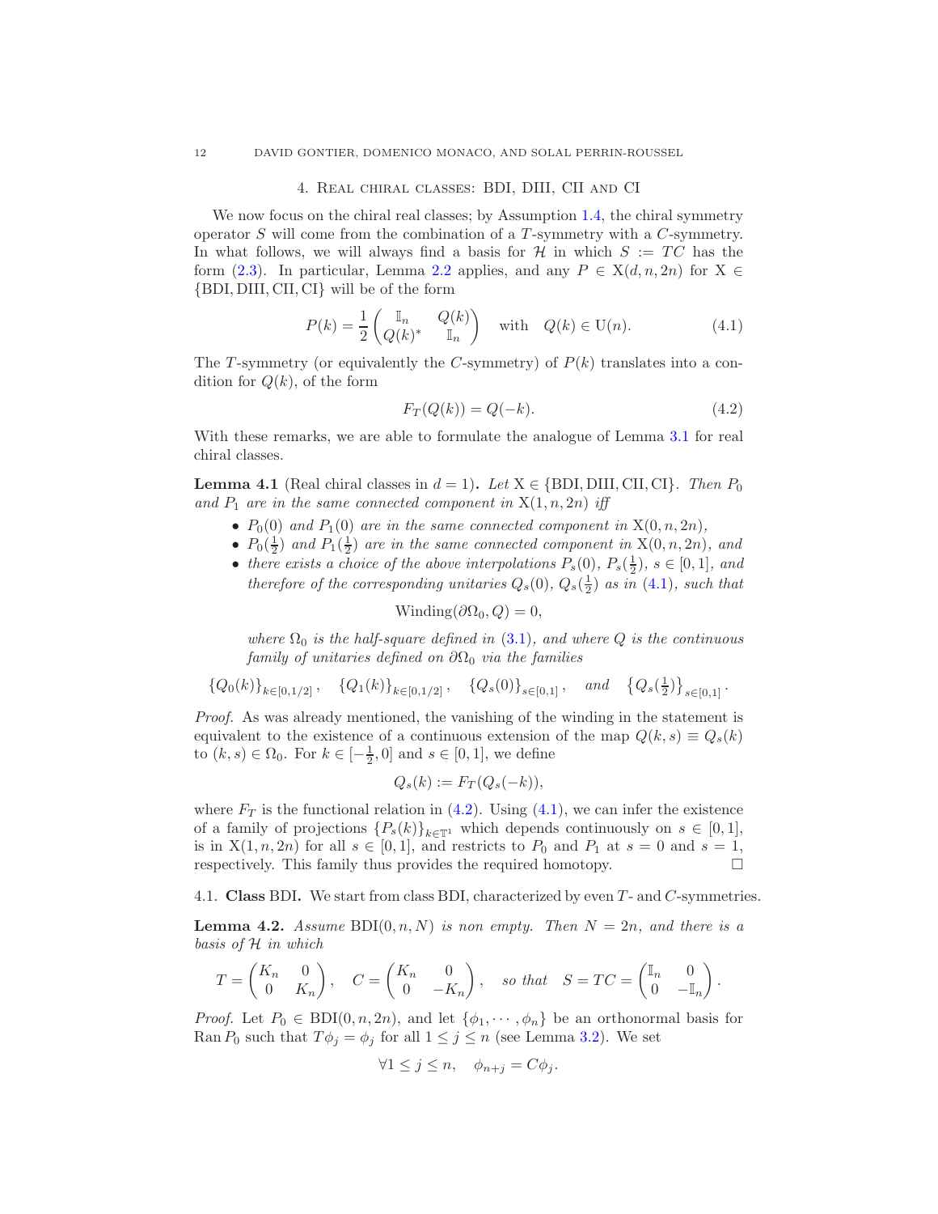## 4. Real chiral classes: BDI, DIII, CII and CI

We now focus on the chiral real classes; by Assumption 1.4, the chiral symmetry operator $S$ will come from the combination of a $T$-symmetry with a $C$-symmetry. In what follows, we will always find a basis for $\mathcal{H}$ in which $S := TC$ has the form (2.3). In particular, Lemma 2.2 applies, and any $P \in \mathrm{X}(d,n,2n)$ for $\mathrm{X} \in \{\mathrm{BDI}, \mathrm{DIII}, \mathrm{CII}, \mathrm{CI}\}$ will be of the form

$$P(k) = \frac{1}{2}\begin{pmatrix} \mathbb{I}_n & Q(k) \\ Q(k)^* & \mathbb{I}_n \end{pmatrix} \quad \text{with} \quad Q(k) \in \mathrm{U}(n). \tag{4.1}$$

The $T$-symmetry (or equivalently the $C$-symmetry) of $P(k)$ translates into a condition for $Q(k)$, of the form

$$F_T(Q(k)) = Q(-k). \tag{4.2}$$

With these remarks, we are able to formulate the analogue of Lemma 3.1 for real chiral classes.

**Lemma 4.1** (Real chiral classes in $d=1$)**.** *Let $\mathrm{X} \in \{\mathrm{BDI}, \mathrm{DIII}, \mathrm{CII}, \mathrm{CI}\}$. Then $P_0$ and $P_1$ are in the same connected component in $\mathrm{X}(1,n,2n)$ iff*

- *$P_0(0)$ and $P_1(0)$ are in the same connected component in $\mathrm{X}(0,n,2n)$,*
- *$P_0(\frac{1}{2})$ and $P_1(\frac{1}{2})$ are in the same connected component in $\mathrm{X}(0,n,2n)$, and*
- *there exists a choice of the above interpolations $P_s(0)$, $P_s(\frac{1}{2})$, $s \in [0,1]$, and therefore of the corresponding unitaries $Q_s(0)$, $Q_s(\frac{1}{2})$ as in (4.1), such that*

$$\mathrm{Winding}(\partial\Omega_0, Q) = 0,$$

*where $\Omega_0$ is the half-square defined in (3.1), and where $Q$ is the continuous family of unitaries defined on $\partial\Omega_0$ via the families*

$$\{Q_0(k)\}_{k\in[0,1/2]}, \quad \{Q_1(k)\}_{k\in[0,1/2]}, \quad \{Q_s(0)\}_{s\in[0,1]}, \quad \textit{and} \quad \{Q_s(\tfrac{1}{2})\}_{s\in[0,1]}.$$

*Proof.* As was already mentioned, the vanishing of the winding in the statement is equivalent to the existence of a continuous extension of the map $Q(k,s) \equiv Q_s(k)$ to $(k,s) \in \Omega_0$. For $k \in [-\frac{1}{2}, 0]$ and $s \in [0,1]$, we define

$$Q_s(k) := F_T(Q_s(-k)),$$

where $F_T$ is the functional relation in (4.2). Using (4.1), we can infer the existence of a family of projections $\{P_s(k)\}_{k\in\mathbb{T}^1}$ which depends continuously on $s \in [0,1]$, is in $\mathrm{X}(1,n,2n)$ for all $s \in [0,1]$, and restricts to $P_0$ and $P_1$ at $s=0$ and $s=1$, respectively. This family thus provides the required homotopy. $\square$

### 4.1. Class BDI.

We start from class BDI, characterized by even $T$- and $C$-symmetries.

**Lemma 4.2.** *Assume $\mathrm{BDI}(0,n,N)$ is non empty. Then $N=2n$, and there is a basis of $\mathcal{H}$ in which*

$$T = \begin{pmatrix} K_n & 0 \\ 0 & K_n \end{pmatrix}, \quad C = \begin{pmatrix} K_n & 0 \\ 0 & -K_n \end{pmatrix}, \quad \textit{so that} \quad S = TC = \begin{pmatrix} \mathbb{I}_n & 0 \\ 0 & -\mathbb{I}_n \end{pmatrix}.$$

*Proof.* Let $P_0 \in \mathrm{BDI}(0,n,2n)$, and let $\{\phi_1, \cdots, \phi_n\}$ be an orthonormal basis for $\mathrm{Ran}\, P_0$ such that $T\phi_j = \phi_j$ for all $1 \le j \le n$ (see Lemma 3.2). We set

$$\forall 1 \le j \le n, \quad \phi_{n+j} = C\phi_j.$$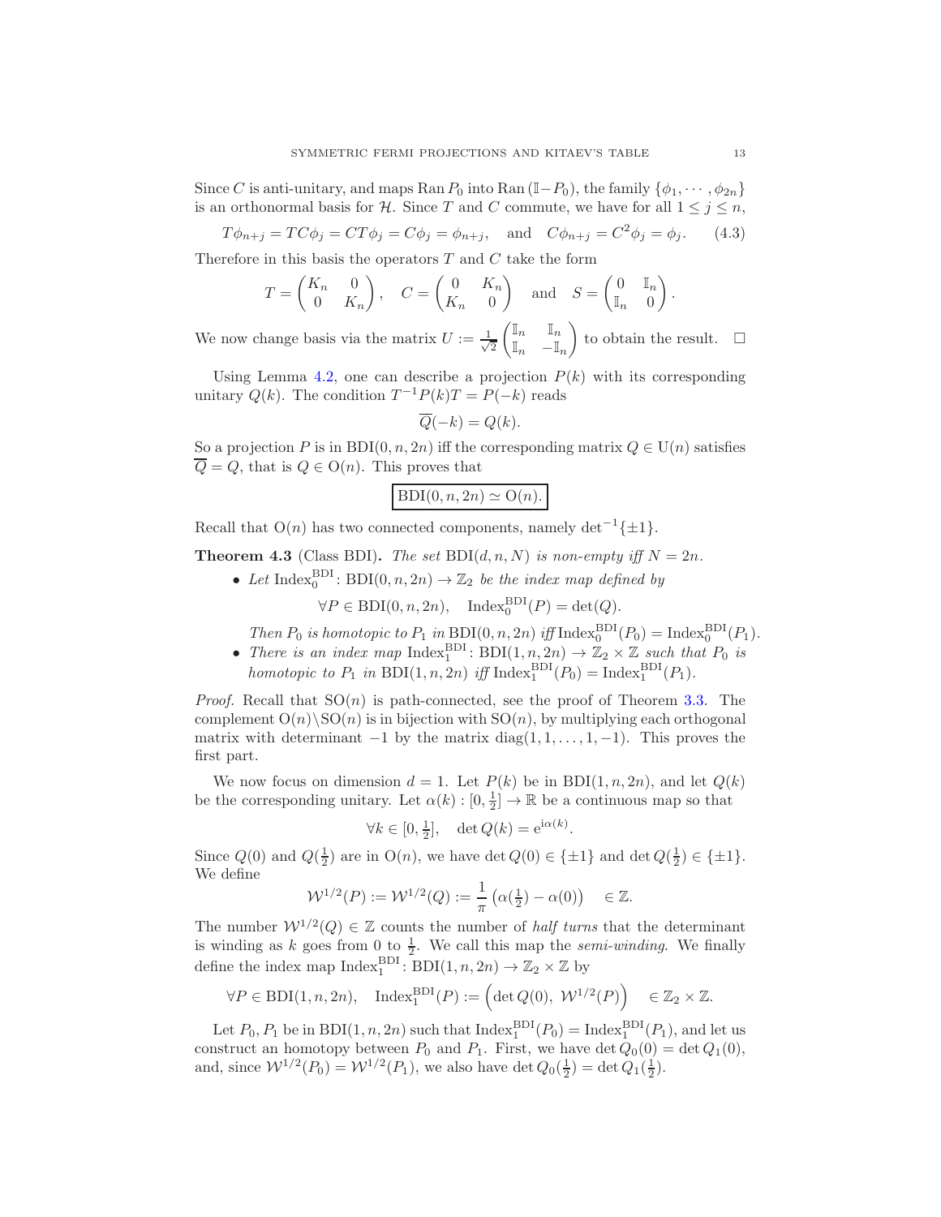Since $C$ is anti-unitary, and maps $\mathrm{Ran}\, P_0$ into $\mathrm{Ran}\,(\mathbb{I}-P_0)$, the family $\{\phi_1, \cdots, \phi_{2n}\}$ is an orthonormal basis for $\mathcal{H}$. Since $T$ and $C$ commute, we have for all $1 \le j \le n$,

$$T\phi_{n+j} = TC\phi_j = CT\phi_j = C\phi_j = \phi_{n+j}, \quad \text{and} \quad C\phi_{n+j} = C^2\phi_j = \phi_j. \tag{4.3}$$

Therefore in this basis the operators $T$ and $C$ take the form

$$T = \begin{pmatrix} K_n & 0 \\ 0 & K_n \end{pmatrix}, \quad C = \begin{pmatrix} 0 & K_n \\ K_n & 0 \end{pmatrix} \quad \text{and} \quad S = \begin{pmatrix} 0 & \mathbb{I}_n \\ \mathbb{I}_n & 0 \end{pmatrix}.$$

We now change basis via the matrix $U := \frac{1}{\sqrt{2}} \begin{pmatrix} \mathbb{I}_n & \mathbb{I}_n \\ \mathbb{I}_n & -\mathbb{I}_n \end{pmatrix}$ to obtain the result. $\square$

Using Lemma 4.2, one can describe a projection $P(k)$ with its corresponding unitary $Q(k)$. The condition $T^{-1}P(k)T = P(-k)$ reads

$$\overline{Q}(-k) = Q(k).$$

So a projection $P$ is in $\mathrm{BDI}(0, n, 2n)$ iff the corresponding matrix $Q \in \mathrm{U}(n)$ satisfies $\overline{Q} = Q$, that is $Q \in \mathrm{O}(n)$. This proves that

$$\boxed{\mathrm{BDI}(0, n, 2n) \simeq \mathrm{O}(n).}$$

Recall that $\mathrm{O}(n)$ has two connected components, namely $\det^{-1}\{\pm 1\}$.

**Theorem 4.3** (Class BDI)**.** *The set $\mathrm{BDI}(d, n, N)$ is non-empty iff $N = 2n$.*

- *Let $\mathrm{Index}_0^{\mathrm{BDI}} \colon \mathrm{BDI}(0, n, 2n) \to \mathbb{Z}_2$ be the index map defined by*

$$\forall P \in \mathrm{BDI}(0, n, 2n), \quad \mathrm{Index}_0^{\mathrm{BDI}}(P) = \det(Q).$$

  *Then $P_0$ is homotopic to $P_1$ in $\mathrm{BDI}(0, n, 2n)$ iff $\mathrm{Index}_0^{\mathrm{BDI}}(P_0) = \mathrm{Index}_0^{\mathrm{BDI}}(P_1)$.*
- *There is an index map $\mathrm{Index}_1^{\mathrm{BDI}} \colon \mathrm{BDI}(1, n, 2n) \to \mathbb{Z}_2 \times \mathbb{Z}$ such that $P_0$ is homotopic to $P_1$ in $\mathrm{BDI}(1, n, 2n)$ iff $\mathrm{Index}_1^{\mathrm{BDI}}(P_0) = \mathrm{Index}_1^{\mathrm{BDI}}(P_1)$.*

*Proof.* Recall that $\mathrm{SO}(n)$ is path-connected, see the proof of Theorem 3.3. The complement $\mathrm{O}(n) \backslash \mathrm{SO}(n)$ is in bijection with $\mathrm{SO}(n)$, by multiplying each orthogonal matrix with determinant $-1$ by the matrix $\mathrm{diag}(1, 1, \ldots, 1, -1)$. This proves the first part.

We now focus on dimension $d = 1$. Let $P(k)$ be in $\mathrm{BDI}(1, n, 2n)$, and let $Q(k)$ be the corresponding unitary. Let $\alpha(k) : [0, \frac{1}{2}] \to \mathbb{R}$ be a continuous map so that

$$\forall k \in [0, \tfrac{1}{2}], \quad \det Q(k) = \mathrm{e}^{\mathrm{i}\alpha(k)}.$$

Since $Q(0)$ and $Q(\frac{1}{2})$ are in $\mathrm{O}(n)$, we have $\det Q(0) \in \{\pm 1\}$ and $\det Q(\frac{1}{2}) \in \{\pm 1\}$. We define

$$\mathcal{W}^{1/2}(P) := \mathcal{W}^{1/2}(Q) := \frac{1}{\pi}\left(\alpha(\tfrac{1}{2}) - \alpha(0)\right) \quad \in \mathbb{Z}.$$

The number $\mathcal{W}^{1/2}(Q) \in \mathbb{Z}$ counts the number of *half turns* that the determinant is winding as $k$ goes from $0$ to $\frac{1}{2}$. We call this map the *semi-winding*. We finally define the index map $\mathrm{Index}_1^{\mathrm{BDI}} \colon \mathrm{BDI}(1, n, 2n) \to \mathbb{Z}_2 \times \mathbb{Z}$ by

$$\forall P \in \mathrm{BDI}(1, n, 2n), \quad \mathrm{Index}_1^{\mathrm{BDI}}(P) := \left(\det Q(0),\ \mathcal{W}^{1/2}(P)\right) \quad \in \mathbb{Z}_2 \times \mathbb{Z}.$$

Let $P_0, P_1$ be in $\mathrm{BDI}(1, n, 2n)$ such that $\mathrm{Index}_1^{\mathrm{BDI}}(P_0) = \mathrm{Index}_1^{\mathrm{BDI}}(P_1)$, and let us construct an homotopy between $P_0$ and $P_1$. First, we have $\det Q_0(0) = \det Q_1(0)$, and, since $\mathcal{W}^{1/2}(P_0) = \mathcal{W}^{1/2}(P_1)$, we also have $\det Q_0(\frac{1}{2}) = \det Q_1(\frac{1}{2})$.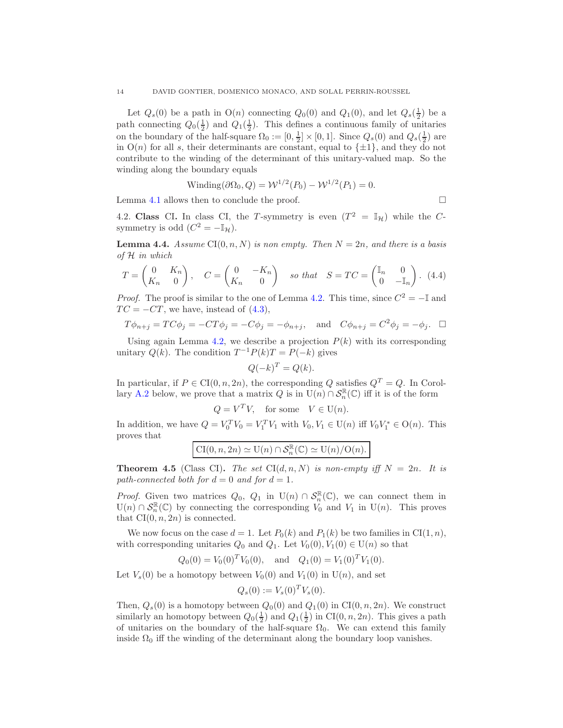Let $Q_s(0)$ be a path in $\mathrm{O}(n)$ connecting $Q_0(0)$ and $Q_1(0)$, and let $Q_s(\frac{1}{2})$ be a path connecting $Q_0(\frac{1}{2})$ and $Q_1(\frac{1}{2})$. This defines a continuous family of unitaries on the boundary of the half-square $\Omega_0 := [0, \frac{1}{2}] \times [0, 1]$. Since $Q_s(0)$ and $Q_s(\frac{1}{2})$ are in $\mathrm{O}(n)$ for all $s$, their determinants are constant, equal to $\{\pm 1\}$, and they do not contribute to the winding of the determinant of this unitary-valued map. So the winding along the boundary equals

$$\mathrm{Winding}(\partial\Omega_0, Q) = \mathcal{W}^{1/2}(P_0) - \mathcal{W}^{1/2}(P_1) = 0.$$

Lemma 4.1 allows then to conclude the proof. $\square$

4.2. **Class CI.** In class CI, the $T$-symmetry is even ($T^2 = \mathbb{I}_{\mathcal{H}}$) while the $C$-symmetry is odd ($C^2 = -\mathbb{I}_{\mathcal{H}}$).

**Lemma 4.4.** *Assume $\mathrm{CI}(0, n, N)$ is non empty. Then $N = 2n$, and there is a basis of $\mathcal{H}$ in which*

$$T = \begin{pmatrix} 0 & K_n \\ K_n & 0 \end{pmatrix}, \quad C = \begin{pmatrix} 0 & -K_n \\ K_n & 0 \end{pmatrix} \quad \textit{so that} \quad S = TC = \begin{pmatrix} \mathbb{I}_n & 0 \\ 0 & -\mathbb{I}_n \end{pmatrix}. \quad (4.4)$$

*Proof.* The proof is similar to the one of Lemma 4.2. This time, since $C^2 = -\mathbb{I}$ and $TC = -CT$, we have, instead of (4.3),

$$T\phi_{n+j} = TC\phi_j = -CT\phi_j = -C\phi_j = -\phi_{n+j}, \quad \text{and} \quad C\phi_{n+j} = C^2\phi_j = -\phi_j. \quad \square$$

Using again Lemma 4.2, we describe a projection $P(k)$ with its corresponding unitary $Q(k)$. The condition $T^{-1}P(k)T = P(-k)$ gives

$$Q(-k)^T = Q(k).$$

In particular, if $P \in \mathrm{CI}(0, n, 2n)$, the corresponding $Q$ satisfies $Q^T = Q$. In Corollary A.2 below, we prove that a matrix $Q$ is in $\mathrm{U}(n) \cap \mathcal{S}_n^{\mathbb{R}}(\mathbb{C})$ iff it is of the form

$$Q = V^T V, \quad \text{for some} \quad V \in \mathrm{U}(n).$$

In addition, we have $Q = V_0^T V_0 = V_1^T V_1$ with $V_0, V_1 \in \mathrm{U}(n)$ iff $V_0 V_1^* \in \mathrm{O}(n)$. This proves that

$$\boxed{\mathrm{CI}(0, n, 2n) \simeq \mathrm{U}(n) \cap \mathcal{S}_n^{\mathbb{R}}(\mathbb{C}) \simeq \mathrm{U}(n)/\mathrm{O}(n).}$$

**Theorem 4.5** (Class CI)**.** *The set $\mathrm{CI}(d, n, N)$ is non-empty iff $N = 2n$. It is path-connected both for $d = 0$ and for $d = 1$.*

*Proof.* Given two matrices $Q_0$, $Q_1$ in $\mathrm{U}(n) \cap \mathcal{S}_n^{\mathbb{R}}(\mathbb{C})$, we can connect them in $\mathrm{U}(n) \cap \mathcal{S}_n^{\mathbb{R}}(\mathbb{C})$ by connecting the corresponding $V_0$ and $V_1$ in $\mathrm{U}(n)$. This proves that $\mathrm{CI}(0, n, 2n)$ is connected.

We now focus on the case $d = 1$. Let $P_0(k)$ and $P_1(k)$ be two families in $\mathrm{CI}(1, n)$, with corresponding unitaries $Q_0$ and $Q_1$. Let $V_0(0), V_1(0) \in \mathrm{U}(n)$ so that

$$Q_0(0) = V_0(0)^T V_0(0), \quad \text{and} \quad Q_1(0) = V_1(0)^T V_1(0).$$

Let $V_s(0)$ be a homotopy between $V_0(0)$ and $V_1(0)$ in $\mathrm{U}(n)$, and set

$$Q_s(0) := V_s(0)^T V_s(0).$$

Then, $Q_s(0)$ is a homotopy between $Q_0(0)$ and $Q_1(0)$ in $\mathrm{CI}(0, n, 2n)$. We construct similarly an homotopy between $Q_0(\frac{1}{2})$ and $Q_1(\frac{1}{2})$ in $\mathrm{CI}(0, n, 2n)$. This gives a path of unitaries on the boundary of the half-square $\Omega_0$. We can extend this family inside $\Omega_0$ iff the winding of the determinant along the boundary loop vanishes.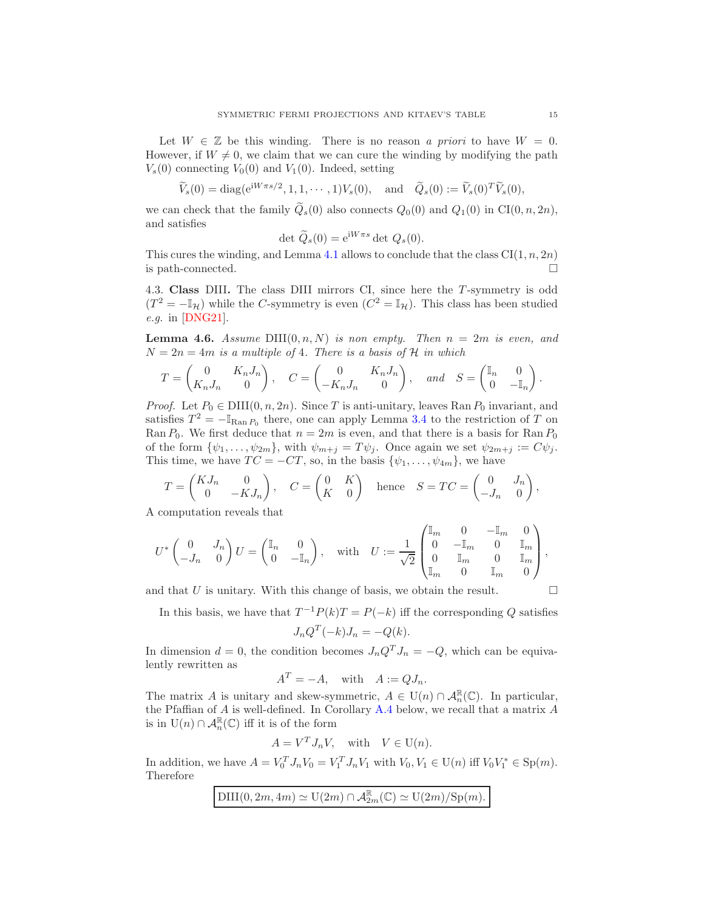Let $W \in \mathbb{Z}$ be this winding. There is no reason *a priori* to have $W = 0$. However, if $W \neq 0$, we claim that we can cure the winding by modifying the path $V_s(0)$ connecting $V_0(0)$ and $V_1(0)$. Indeed, setting

$$\widetilde{V}_s(0) = \mathrm{diag}(\mathrm{e}^{\mathrm{i}W\pi s/2}, 1, 1, \cdots, 1)V_s(0), \quad \text{and} \quad \widetilde{Q}_s(0) := \widetilde{V}_s(0)^T \widetilde{V}_s(0),$$

we can check that the family $\widetilde{Q}_s(0)$ also connects $Q_0(0)$ and $Q_1(0)$ in $\mathrm{CI}(0, n, 2n)$, and satisfies

$$\det \widetilde{Q}_s(0) = \mathrm{e}^{\mathrm{i}W\pi s} \det Q_s(0).$$

This cures the winding, and Lemma 4.1 allows to conclude that the class $\mathrm{CI}(1, n, 2n)$ is path-connected. $\square$

### 4.3. Class DIII.

The class DIII mirrors CI, since here the $T$-symmetry is odd ($T^2 = -\mathbb{I}_{\mathcal{H}}$) while the $C$-symmetry is even ($C^2 = \mathbb{I}_{\mathcal{H}}$). This class has been studied *e.g.* in [DNG21].

**Lemma 4.6.** *Assume* $\mathrm{DIII}(0, n, N)$ *is non empty. Then* $n = 2m$ *is even, and* $N = 2n = 4m$ *is a multiple of* 4*. There is a basis of* $\mathcal{H}$ *in which*

$$T = \begin{pmatrix} 0 & K_n J_n \\ K_n J_n & 0 \end{pmatrix}, \quad C = \begin{pmatrix} 0 & K_n J_n \\ -K_n J_n & 0 \end{pmatrix}, \quad \text{and} \quad S = \begin{pmatrix} \mathbb{I}_n & 0 \\ 0 & -\mathbb{I}_n \end{pmatrix}.$$

*Proof.* Let $P_0 \in \mathrm{DIII}(0, n, 2n)$. Since $T$ is anti-unitary, leaves $\mathrm{Ran}\, P_0$ invariant, and satisfies $T^2 = -\mathbb{I}_{\mathrm{Ran}\, P_0}$ there, one can apply Lemma 3.4 to the restriction of $T$ on $\mathrm{Ran}\, P_0$. We first deduce that $n = 2m$ is even, and that there is a basis for $\mathrm{Ran}\, P_0$ of the form $\{\psi_1, \ldots, \psi_{2m}\}$, with $\psi_{m+j} = T\psi_j$. Once again we set $\psi_{2m+j} := C\psi_j$. This time, we have $TC = -CT$, so, in the basis $\{\psi_1, \ldots, \psi_{4m}\}$, we have

$$T = \begin{pmatrix} KJ_n & 0 \\ 0 & -KJ_n \end{pmatrix}, \quad C = \begin{pmatrix} 0 & K \\ K & 0 \end{pmatrix} \quad \text{hence} \quad S = TC = \begin{pmatrix} 0 & J_n \\ -J_n & 0 \end{pmatrix},$$

A computation reveals that

$$U^* \begin{pmatrix} 0 & J_n \\ -J_n & 0 \end{pmatrix} U = \begin{pmatrix} \mathbb{I}_n & 0 \\ 0 & -\mathbb{I}_n \end{pmatrix}, \quad \text{with} \quad U := \frac{1}{\sqrt{2}} \begin{pmatrix} \mathbb{I}_m & 0 & -\mathbb{I}_m & 0 \\ 0 & -\mathbb{I}_m & 0 & \mathbb{I}_m \\ 0 & \mathbb{I}_m & 0 & \mathbb{I}_m \\ \mathbb{I}_m & 0 & \mathbb{I}_m & 0 \end{pmatrix},$$

and that $U$ is unitary. With this change of basis, we obtain the result. $\square$

In this basis, we have that $T^{-1}P(k)T = P(-k)$ iff the corresponding $Q$ satisfies

$$J_n Q^T(-k) J_n = -Q(k).$$

In dimension $d = 0$, the condition becomes $J_n Q^T J_n = -Q$, which can be equivalently rewritten as

$$A^T = -A, \quad \text{with} \quad A := QJ_n.$$

The matrix $A$ is unitary and skew-symmetric, $A \in \mathrm{U}(n) \cap \mathcal{A}_n^{\mathbb{R}}(\mathbb{C})$. In particular, the Pfaffian of $A$ is well-defined. In Corollary A.4 below, we recall that a matrix $A$ is in $\mathrm{U}(n) \cap \mathcal{A}_n^{\mathbb{R}}(\mathbb{C})$ iff it is of the form

$$A = V^T J_n V, \quad \text{with} \quad V \in \mathrm{U}(n).$$

In addition, we have $A = V_0^T J_n V_0 = V_1^T J_n V_1$ with $V_0, V_1 \in \mathrm{U}(n)$ iff $V_0 V_1^* \in \mathrm{Sp}(m)$. Therefore

$$\boxed{\mathrm{DIII}(0, 2m, 4m) \simeq \mathrm{U}(2m) \cap \mathcal{A}_{2m}^{\mathbb{R}}(\mathbb{C}) \simeq \mathrm{U}(2m)/\mathrm{Sp}(m).}$$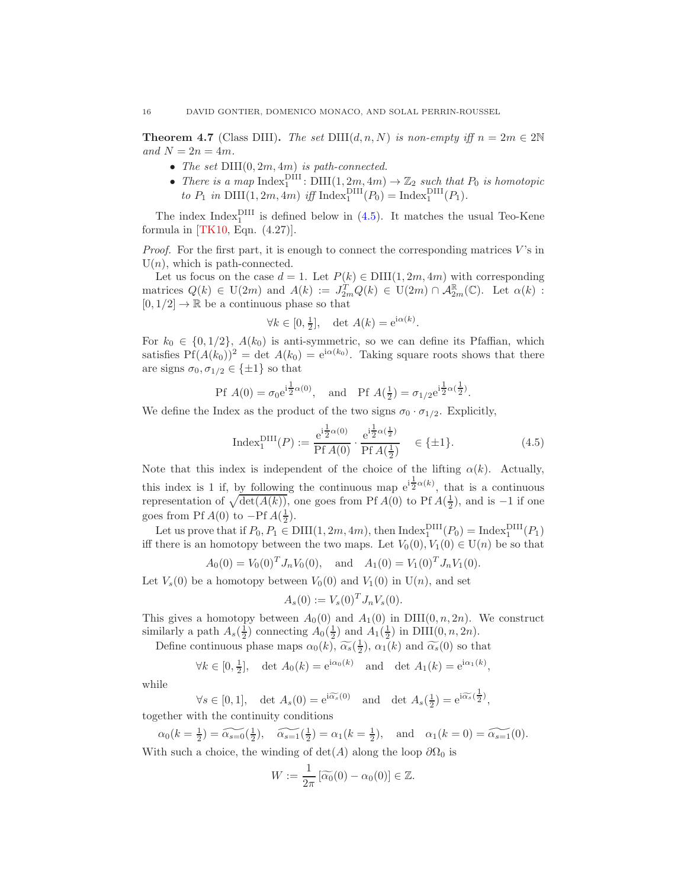**Theorem 4.7** (Class DIII)**.** *The set* $\mathrm{DIII}(d,n,N)$ *is non-empty iff* $n = 2m \in 2\mathbb{N}$ *and* $N = 2n = 4m$.

- *The set* $\mathrm{DIII}(0,2m,4m)$ *is path-connected.*
- *There is a map* $\mathrm{Index}_1^{\mathrm{DIII}} \colon \mathrm{DIII}(1,2m,4m) \to \mathbb{Z}_2$ *such that* $P_0$ *is homotopic to* $P_1$ *in* $\mathrm{DIII}(1,2m,4m)$ *iff* $\mathrm{Index}_1^{\mathrm{DIII}}(P_0) = \mathrm{Index}_1^{\mathrm{DIII}}(P_1)$.

The index $\mathrm{Index}_1^{\mathrm{DIII}}$ is defined below in (4.5). It matches the usual Teo-Kene formula in [TK10, Eqn. (4.27)].

*Proof.* For the first part, it is enough to connect the corresponding matrices $V$'s in $\mathrm{U}(n)$, which is path-connected.

Let us focus on the case $d = 1$. Let $P(k) \in \mathrm{DIII}(1,2m,4m)$ with corresponding matrices $Q(k) \in \mathrm{U}(2m)$ and $A(k) := J_{2m}^T Q(k) \in \mathrm{U}(2m) \cap \mathcal{A}_{2m}^{\mathbb{R}}(\mathbb{C})$. Let $\alpha(k) : [0,1/2] \to \mathbb{R}$ be a continuous phase so that

$$\forall k \in [0, \tfrac12], \quad \det\, A(k) = \mathrm{e}^{\mathrm{i}\alpha(k)}.$$

For $k_0 \in \{0, 1/2\}$, $A(k_0)$ is anti-symmetric, so we can define its Pfaffian, which satisfies $\mathrm{Pf}(A(k_0))^2 = \det\, A(k_0) = \mathrm{e}^{\mathrm{i}\alpha(k_0)}$. Taking square roots shows that there are signs $\sigma_0, \sigma_{1/2} \in \{\pm 1\}$ so that

$$\mathrm{Pf}\ A(0) = \sigma_0 \mathrm{e}^{\mathrm{i}\frac12 \alpha(0)}, \quad \text{and} \quad \mathrm{Pf}\ A(\tfrac12) = \sigma_{1/2} \mathrm{e}^{\mathrm{i}\frac12 \alpha(\frac12)}.$$

We define the Index as the product of the two signs $\sigma_0 \cdot \sigma_{1/2}$. Explicitly,

$$\mathrm{Index}_1^{\mathrm{DIII}}(P) := \frac{\mathrm{e}^{\mathrm{i}\frac12 \alpha(0)}}{\mathrm{Pf}\, A(0)} \cdot \frac{\mathrm{e}^{\mathrm{i}\frac12 \alpha(\frac12)}}{\mathrm{Pf}\, A(\frac12)} \quad \in \{\pm 1\}. \tag{4.5}$$

Note that this index is independent of the choice of the lifting $\alpha(k)$. Actually, this index is 1 if, by following the continuous map $\mathrm{e}^{\mathrm{i}\frac12 \alpha(k)}$, that is a continuous representation of $\sqrt{\det(A(k))}$, one goes from $\mathrm{Pf}\, A(0)$ to $\mathrm{Pf}\, A(\frac12)$, and is $-1$ if one goes from $\mathrm{Pf}\, A(0)$ to $-\mathrm{Pf}\, A(\frac12)$.

Let us prove that if $P_0, P_1 \in \mathrm{DIII}(1,2m,4m)$, then $\mathrm{Index}_1^{\mathrm{DIII}}(P_0) = \mathrm{Index}_1^{\mathrm{DIII}}(P_1)$ iff there is an homotopy between the two maps. Let $V_0(0), V_1(0) \in \mathrm{U}(n)$ be so that

$$A_0(0) = V_0(0)^T J_n V_0(0), \quad \text{and} \quad A_1(0) = V_1(0)^T J_n V_1(0).$$

Let $V_s(0)$ be a homotopy between $V_0(0)$ and $V_1(0)$ in $\mathrm{U}(n)$, and set

$$A_s(0) := V_s(0)^T J_n V_s(0).$$

This gives a homotopy between $A_0(0)$ and $A_1(0)$ in $\mathrm{DIII}(0,n,2n)$. We construct similarly a path $A_s(\frac12)$ connecting $A_0(\frac12)$ and $A_1(\frac12)$ in $\mathrm{DIII}(0,n,2n)$.

Define continuous phase maps $\alpha_0(k)$, $\widetilde{\alpha_s}(\frac12)$, $\alpha_1(k)$ and $\widetilde{\alpha_s}(0)$ so that

$$\forall k \in [0, \tfrac12], \quad \det\, A_0(k) = \mathrm{e}^{\mathrm{i}\alpha_0(k)} \quad \text{and} \quad \det\, A_1(k) = \mathrm{e}^{\mathrm{i}\alpha_1(k)},$$

while

$$\forall s \in [0,1], \quad \det\, A_s(0) = \mathrm{e}^{\mathrm{i}\widetilde{\alpha_s}(0)} \quad \text{and} \quad \det\, A_s(\tfrac12) = \mathrm{e}^{\mathrm{i}\widetilde{\alpha_s}(\frac12)},$$

together with the continuity conditions

$$\alpha_0(k = \tfrac12) = \widetilde{\alpha_{s=0}}(\tfrac12), \quad \widetilde{\alpha_{s=1}}(\tfrac12) = \alpha_1(k = \tfrac12), \quad \text{and} \quad \alpha_1(k = 0) = \widetilde{\alpha_{s=1}}(0).$$

With such a choice, the winding of $\det(A)$ along the loop $\partial\Omega_0$ is

$$W := \frac{1}{2\pi}\left[\widetilde{\alpha_0}(0) - \alpha_0(0)\right] \in \mathbb{Z}.$$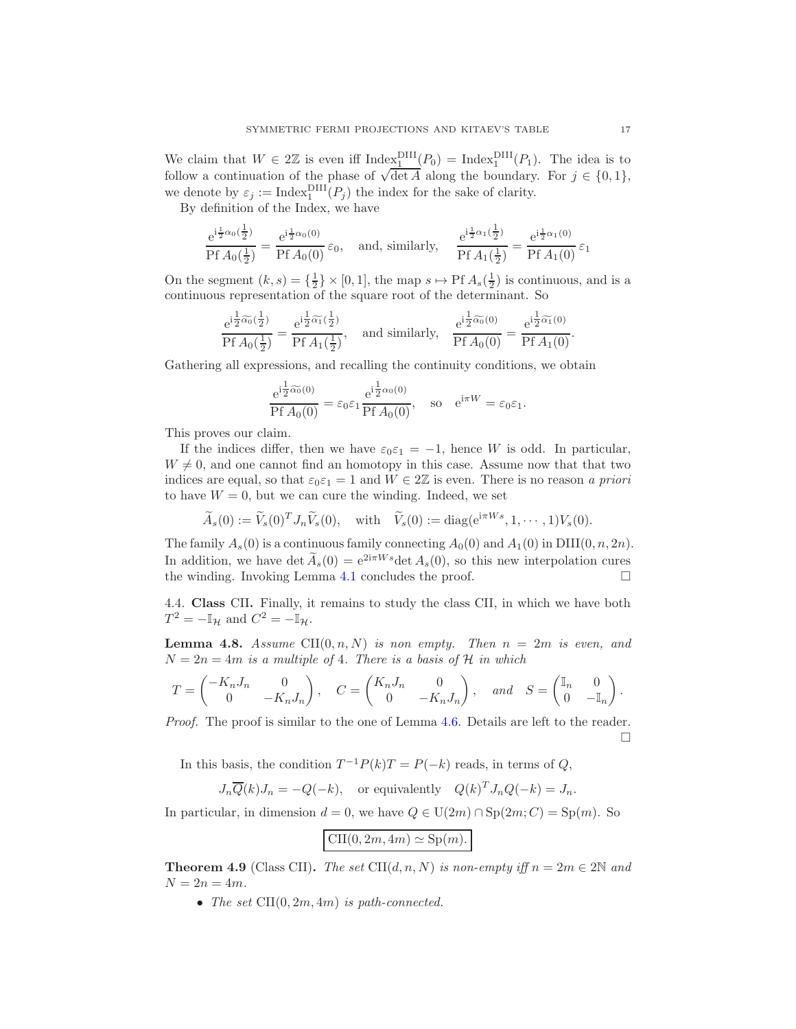We claim that $W \in 2\mathbb{Z}$ is even iff $\mathrm{Index}_1^{\mathrm{DIII}}(P_0) = \mathrm{Index}_1^{\mathrm{DIII}}(P_1)$. The idea is to follow a continuation of the phase of $\sqrt{\det A}$ along the boundary. For $j \in \{0, 1\}$, we denote by $\varepsilon_j := \mathrm{Index}_1^{\mathrm{DIII}}(P_j)$ the index for the sake of clarity.

By definition of the Index, we have

$$\frac{\mathrm{e}^{\mathrm{i}\frac{1}{2}\alpha_0(\frac{1}{2})}}{\mathrm{Pf}\, A_0(\frac{1}{2})} = \frac{\mathrm{e}^{\mathrm{i}\frac{1}{2}\alpha_0(0)}}{\mathrm{Pf}\, A_0(0)}\,\varepsilon_0, \quad \text{and, similarly,} \quad \frac{\mathrm{e}^{\mathrm{i}\frac{1}{2}\alpha_1(\frac{1}{2})}}{\mathrm{Pf}\, A_1(\frac{1}{2})} = \frac{\mathrm{e}^{\mathrm{i}\frac{1}{2}\alpha_1(0)}}{\mathrm{Pf}\, A_1(0)}\,\varepsilon_1$$

On the segment $(k, s) = \{\frac{1}{2}\} \times [0, 1]$, the map $s \mapsto \mathrm{Pf}\, A_s(\frac{1}{2})$ is continuous, and is a continuous representation of the square root of the determinant. So

$$\frac{\mathrm{e}^{\mathrm{i}\frac{1}{2}\widetilde{\alpha_0}(\frac{1}{2})}}{\mathrm{Pf}\, A_0(\frac{1}{2})} = \frac{\mathrm{e}^{\mathrm{i}\frac{1}{2}\widetilde{\alpha_1}(\frac{1}{2})}}{\mathrm{Pf}\, A_1(\frac{1}{2})}, \quad \text{and similarly,} \quad \frac{\mathrm{e}^{\mathrm{i}\frac{1}{2}\widetilde{\alpha_0}(0)}}{\mathrm{Pf}\, A_0(0)} = \frac{\mathrm{e}^{\mathrm{i}\frac{1}{2}\widetilde{\alpha_1}(0)}}{\mathrm{Pf}\, A_1(0)}.$$

Gathering all expressions, and recalling the continuity conditions, we obtain

$$\frac{\mathrm{e}^{\mathrm{i}\frac{1}{2}\widetilde{\alpha_0}(0)}}{\mathrm{Pf}\, A_0(0)} = \varepsilon_0\varepsilon_1 \frac{\mathrm{e}^{\mathrm{i}\frac{1}{2}\alpha_0(0)}}{\mathrm{Pf}\, A_0(0)}, \quad \text{so} \quad \mathrm{e}^{\mathrm{i}\pi W} = \varepsilon_0\varepsilon_1.$$

This proves our claim.

If the indices differ, then we have $\varepsilon_0\varepsilon_1 = -1$, hence $W$ is odd. In particular, $W \neq 0$, and one cannot find an homotopy in this case. Assume now that that two indices are equal, so that $\varepsilon_0\varepsilon_1 = 1$ and $W \in 2\mathbb{Z}$ is even. There is no reason *a priori* to have $W = 0$, but we can cure the winding. Indeed, we set

$$\widetilde{A}_s(0) := \widetilde{V}_s(0)^T J_n \widetilde{V}_s(0), \quad \text{with} \quad \widetilde{V}_s(0) := \mathrm{diag}(\mathrm{e}^{\mathrm{i}\pi W s}, 1, \cdots, 1) V_s(0).$$

The family $A_s(0)$ is a continuous family connecting $A_0(0)$ and $A_1(0)$ in $\mathrm{DIII}(0, n, 2n)$. In addition, we have $\det \widetilde{A}_s(0) = \mathrm{e}^{2\mathrm{i}\pi W s} \det A_s(0)$, so this new interpolation cures the winding. Invoking Lemma 4.1 concludes the proof. $\square$

### 4.4. Class CII.

Finally, it remains to study the class CII, in which we have both $T^2 = -\mathbb{I}_{\mathcal{H}}$ and $C^2 = -\mathbb{I}_{\mathcal{H}}$.

**Lemma 4.8.** *Assume* $\mathrm{CII}(0, n, N)$ *is non empty. Then* $n = 2m$ *is even, and* $N = 2n = 4m$ *is a multiple of* 4*. There is a basis of* $\mathcal{H}$ *in which*

$$T = \begin{pmatrix} -K_n J_n & 0 \\ 0 & -K_n J_n \end{pmatrix}, \quad C = \begin{pmatrix} K_n J_n & 0 \\ 0 & -K_n J_n \end{pmatrix}, \quad \text{and} \quad S = \begin{pmatrix} \mathbb{I}_n & 0 \\ 0 & -\mathbb{I}_n \end{pmatrix}.$$

*Proof.* The proof is similar to the one of Lemma 4.6. Details are left to the reader. $\square$

In this basis, the condition $T^{-1}P(k)T = P(-k)$ reads, in terms of $Q$,

$$J_n \overline{Q}(k) J_n = -Q(-k), \quad \text{or equivalently} \quad Q(k)^T J_n Q(-k) = J_n.$$

In particular, in dimension $d = 0$, we have $Q \in \mathrm{U}(2m) \cap \mathrm{Sp}(2m; C) = \mathrm{Sp}(m)$. So

$$\boxed{\mathrm{CII}(0, 2m, 4m) \simeq \mathrm{Sp}(m).}$$

**Theorem 4.9** (Class CII)**.** *The set* $\mathrm{CII}(d, n, N)$ *is non-empty iff* $n = 2m \in 2\mathbb{N}$ *and* $N = 2n = 4m$.

- *The set* $\mathrm{CII}(0, 2m, 4m)$ *is path-connected.*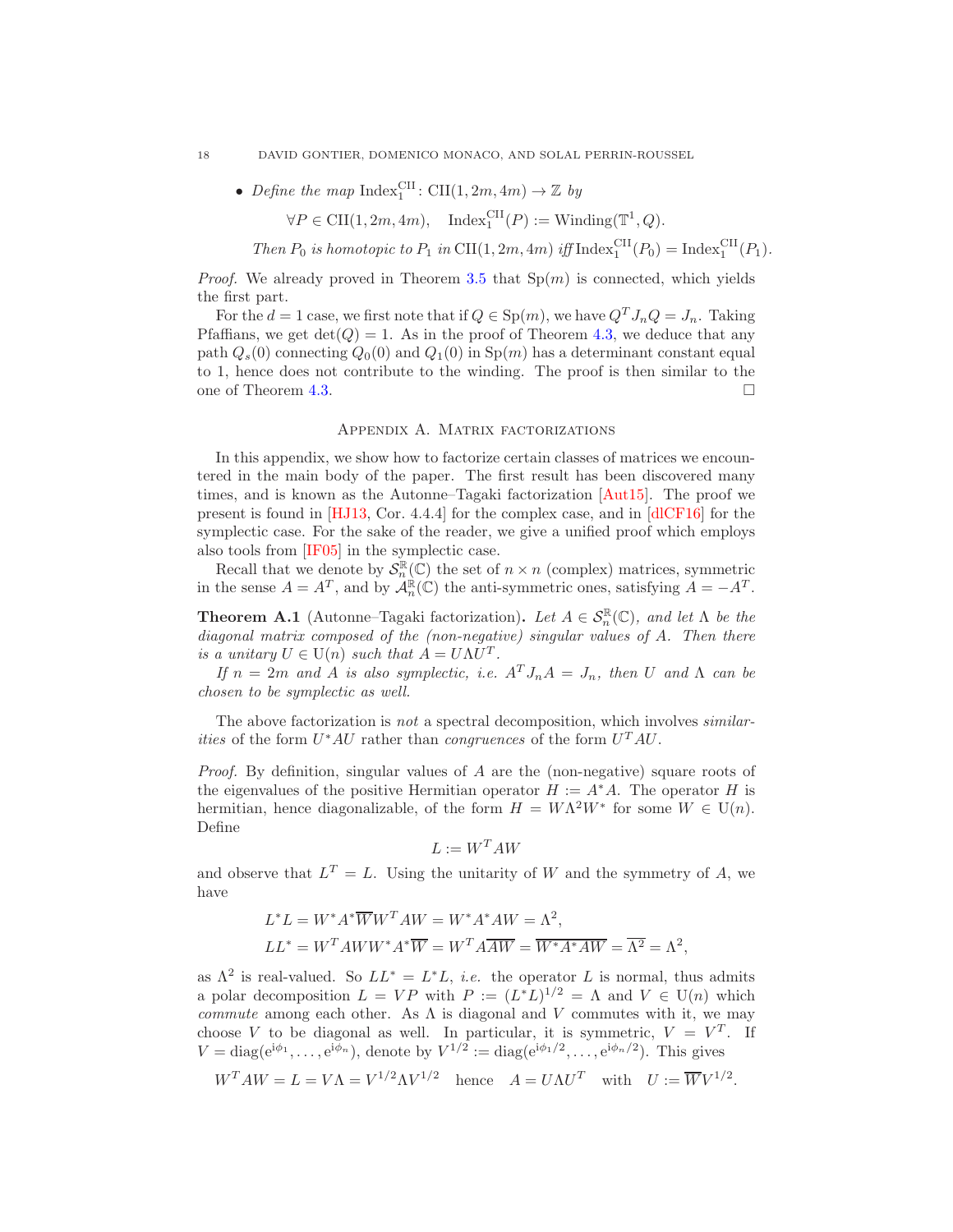- *Define the map* $\mathrm{Index}_1^{\mathrm{CII}} \colon \mathrm{CII}(1, 2m, 4m) \to \mathbb{Z}$ *by*

$$\forall P \in \mathrm{CII}(1,2m,4m), \quad \mathrm{Index}_1^{\mathrm{CII}}(P) := \mathrm{Winding}(\mathbb{T}^1, Q).$$

  *Then* $P_0$ *is homotopic to* $P_1$ *in* $\mathrm{CII}(1,2m,4m)$ *iff* $\mathrm{Index}_1^{\mathrm{CII}}(P_0) = \mathrm{Index}_1^{\mathrm{CII}}(P_1)$.

*Proof.* We already proved in Theorem 3.5 that $\mathrm{Sp}(m)$ is connected, which yields the first part.

For the $d = 1$ case, we first note that if $Q \in \mathrm{Sp}(m)$, we have $Q^T J_n Q = J_n$. Taking Pfaffians, we get $\det(Q) = 1$. As in the proof of Theorem 4.3, we deduce that any path $Q_s(0)$ connecting $Q_0(0)$ and $Q_1(0)$ in $\mathrm{Sp}(m)$ has a determinant constant equal to 1, hence does not contribute to the winding. The proof is then similar to the one of Theorem 4.3. □

## Appendix A. Matrix factorizations

In this appendix, we show how to factorize certain classes of matrices we encountered in the main body of the paper. The first result has been discovered many times, and is known as the Autonne–Tagaki factorization [Aut15]. The proof we present is found in [HJ13, Cor. 4.4.4] for the complex case, and in [dlCF16] for the symplectic case. For the sake of the reader, we give a unified proof which employs also tools from [IF05] in the symplectic case.

Recall that we denote by $\mathcal{S}_n^{\mathbb{R}}(\mathbb{C})$ the set of $n \times n$ (complex) matrices, symmetric in the sense $A = A^T$, and by $\mathcal{A}_n^{\mathbb{R}}(\mathbb{C})$ the anti-symmetric ones, satisfying $A = -A^T$.

**Theorem A.1** (Autonne–Tagaki factorization). *Let* $A \in \mathcal{S}_n^{\mathbb{R}}(\mathbb{C})$*, and let* $\Lambda$ *be the diagonal matrix composed of the (non-negative) singular values of* $A$*. Then there is a unitary* $U \in \mathrm{U}(n)$ *such that* $A = U \Lambda U^T$.

*If* $n = 2m$ *and* $A$ *is also symplectic, i.e.* $A^T J_n A = J_n$*, then* $U$ *and* $\Lambda$ *can be chosen to be symplectic as well.*

The above factorization is *not* a spectral decomposition, which involves *similarities* of the form $U^* A U$ rather than *congruences* of the form $U^T A U$.

*Proof.* By definition, singular values of $A$ are the (non-negative) square roots of the eigenvalues of the positive Hermitian operator $H := A^* A$. The operator $H$ is hermitian, hence diagonalizable, of the form $H = W \Lambda^2 W^*$ for some $W \in \mathrm{U}(n)$. Define

$$L := W^T A W$$

and observe that $L^T = L$. Using the unitarity of $W$ and the symmetry of $A$, we have

$$L^* L = W^* A^* \overline{W} W^T A W = W^* A^* A W = \Lambda^2,$$
$$L L^* = W^T A W W^* A^* \overline{W} = W^T A \overline{A W} = \overline{W^* A^* A W} = \overline{\Lambda^2} = \Lambda^2,$$

as $\Lambda^2$ is real-valued. So $LL^* = L^* L$, *i.e.* the operator $L$ is normal, thus admits a polar decomposition $L = VP$ with $P := (L^* L)^{1/2} = \Lambda$ and $V \in \mathrm{U}(n)$ which *commute* among each other. As $\Lambda$ is diagonal and $V$ commutes with it, we may choose $V$ to be diagonal as well. In particular, it is symmetric, $V = V^T$. If $V = \mathrm{diag}(\mathrm{e}^{\mathrm{i}\phi_1}, \ldots, \mathrm{e}^{\mathrm{i}\phi_n})$, denote by $V^{1/2} := \mathrm{diag}(\mathrm{e}^{\mathrm{i}\phi_1/2}, \ldots, \mathrm{e}^{\mathrm{i}\phi_n/2})$. This gives

$$W^T A W = L = V \Lambda = V^{1/2} \Lambda V^{1/2} \quad \text{hence} \quad A = U \Lambda U^T \quad \text{with} \quad U := \overline{W} V^{1/2}.$$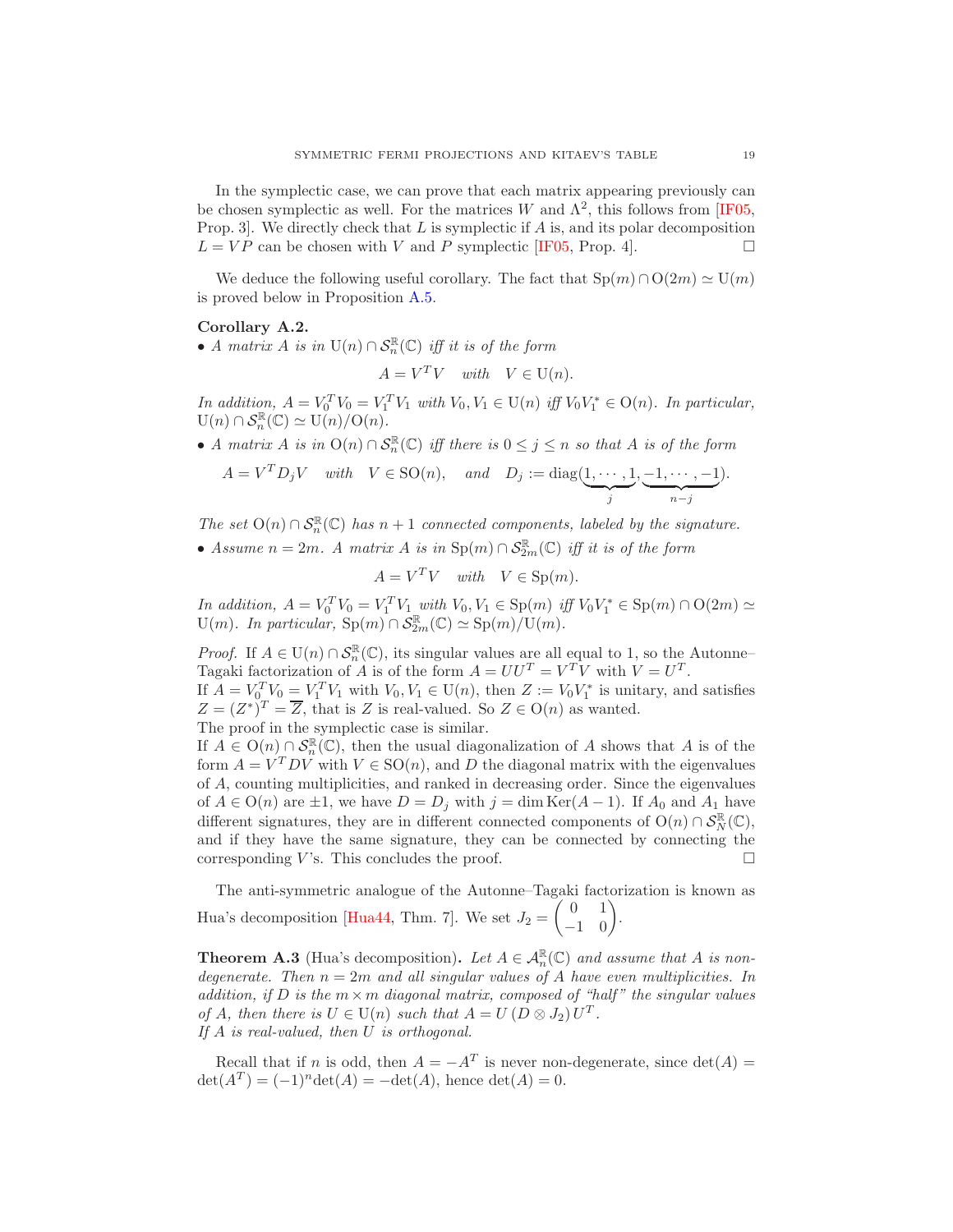In the symplectic case, we can prove that each matrix appearing previously can be chosen symplectic as well. For the matrices $W$ and $\Lambda^2$, this follows from [IF05, Prop. 3]. We directly check that $L$ is symplectic if $A$ is, and its polar decomposition $L = VP$ can be chosen with $V$ and $P$ symplectic [IF05, Prop. 4]. □

We deduce the following useful corollary. The fact that $\mathrm{Sp}(m) \cap \mathrm{O}(2m) \simeq \mathrm{U}(m)$ is proved below in Proposition A.5.

**Corollary A.2.**

- *A matrix $A$ is in $\mathrm{U}(n) \cap \mathcal{S}_n^{\mathbb{R}}(\mathbb{C})$ iff it is of the form*
$$A = V^T V \quad \text{with} \quad V \in \mathrm{U}(n).$$
*In addition, $A = V_0^T V_0 = V_1^T V_1$ with $V_0, V_1 \in \mathrm{U}(n)$ iff $V_0 V_1^* \in \mathrm{O}(n)$. In particular, $\mathrm{U}(n) \cap \mathcal{S}_n^{\mathbb{R}}(\mathbb{C}) \simeq \mathrm{U}(n)/\mathrm{O}(n)$.*
- *A matrix $A$ is in $\mathrm{O}(n) \cap \mathcal{S}_n^{\mathbb{R}}(\mathbb{C})$ iff there is $0 \le j \le n$ so that $A$ is of the form*
$$A = V^T D_j V \quad \text{with} \quad V \in \mathrm{SO}(n), \quad \text{and} \quad D_j := \mathrm{diag}(\underbrace{1, \cdots, 1}_{j}, \underbrace{-1, \cdots, -1}_{n-j}).$$
*The set $\mathrm{O}(n) \cap \mathcal{S}_n^{\mathbb{R}}(\mathbb{C})$ has $n+1$ connected components, labeled by the signature.*
- *Assume $n = 2m$. A matrix $A$ is in $\mathrm{Sp}(m) \cap \mathcal{S}_{2m}^{\mathbb{R}}(\mathbb{C})$ iff it is of the form*
$$A = V^T V \quad \text{with} \quad V \in \mathrm{Sp}(m).$$
*In addition, $A = V_0^T V_0 = V_1^T V_1$ with $V_0, V_1 \in \mathrm{Sp}(m)$ iff $V_0 V_1^* \in \mathrm{Sp}(m) \cap \mathrm{O}(2m) \simeq \mathrm{U}(m)$. In particular, $\mathrm{Sp}(m) \cap \mathcal{S}_{2m}^{\mathbb{R}}(\mathbb{C}) \simeq \mathrm{Sp}(m)/\mathrm{U}(m)$.*

*Proof.* If $A \in \mathrm{U}(n) \cap \mathcal{S}_n^{\mathbb{R}}(\mathbb{C})$, its singular values are all equal to 1, so the Autonne–Tagaki factorization of $A$ is of the form $A = UU^T = V^T V$ with $V = U^T$.
If $A = V_0^T V_0 = V_1^T V_1$ with $V_0, V_1 \in \mathrm{U}(n)$, then $Z := V_0 V_1^*$ is unitary, and satisfies $Z = (Z^*)^T = \overline{Z}$, that is $Z$ is real-valued. So $Z \in \mathrm{O}(n)$ as wanted.
The proof in the symplectic case is similar.
If $A \in \mathrm{O}(n) \cap \mathcal{S}_n^{\mathbb{R}}(\mathbb{C})$, then the usual diagonalization of $A$ shows that $A$ is of the form $A = V^T D V$ with $V \in \mathrm{SO}(n)$, and $D$ the diagonal matrix with the eigenvalues of $A$, counting multiplicities, and ranked in decreasing order. Since the eigenvalues of $A \in \mathrm{O}(n)$ are $\pm 1$, we have $D = D_j$ with $j = \dim \mathrm{Ker}(A - 1)$. If $A_0$ and $A_1$ have different signatures, they are in different connected components of $\mathrm{O}(n) \cap \mathcal{S}_N^{\mathbb{R}}(\mathbb{C})$, and if they have the same signature, they can be connected by connecting the corresponding $V$'s. This concludes the proof. □

The anti-symmetric analogue of the Autonne–Tagaki factorization is known as Hua's decomposition [Hua44, Thm. 7]. We set $J_2 = \begin{pmatrix} 0 & 1 \\ -1 & 0 \end{pmatrix}$.

**Theorem A.3** (Hua's decomposition)**.** *Let $A \in \mathcal{A}_n^{\mathbb{R}}(\mathbb{C})$ and assume that $A$ is non-degenerate. Then $n = 2m$ and all singular values of $A$ have even multiplicities. In addition, if $D$ is the $m \times m$ diagonal matrix, composed of "half" the singular values of $A$, then there is $U \in \mathrm{U}(n)$ such that $A = U (D \otimes J_2) U^T$.*
*If $A$ is real-valued, then $U$ is orthogonal.*

Recall that if $n$ is odd, then $A = -A^T$ is never non-degenerate, since $\det(A) = \det(A^T) = (-1)^n \det(A) = -\det(A)$, hence $\det(A) = 0$.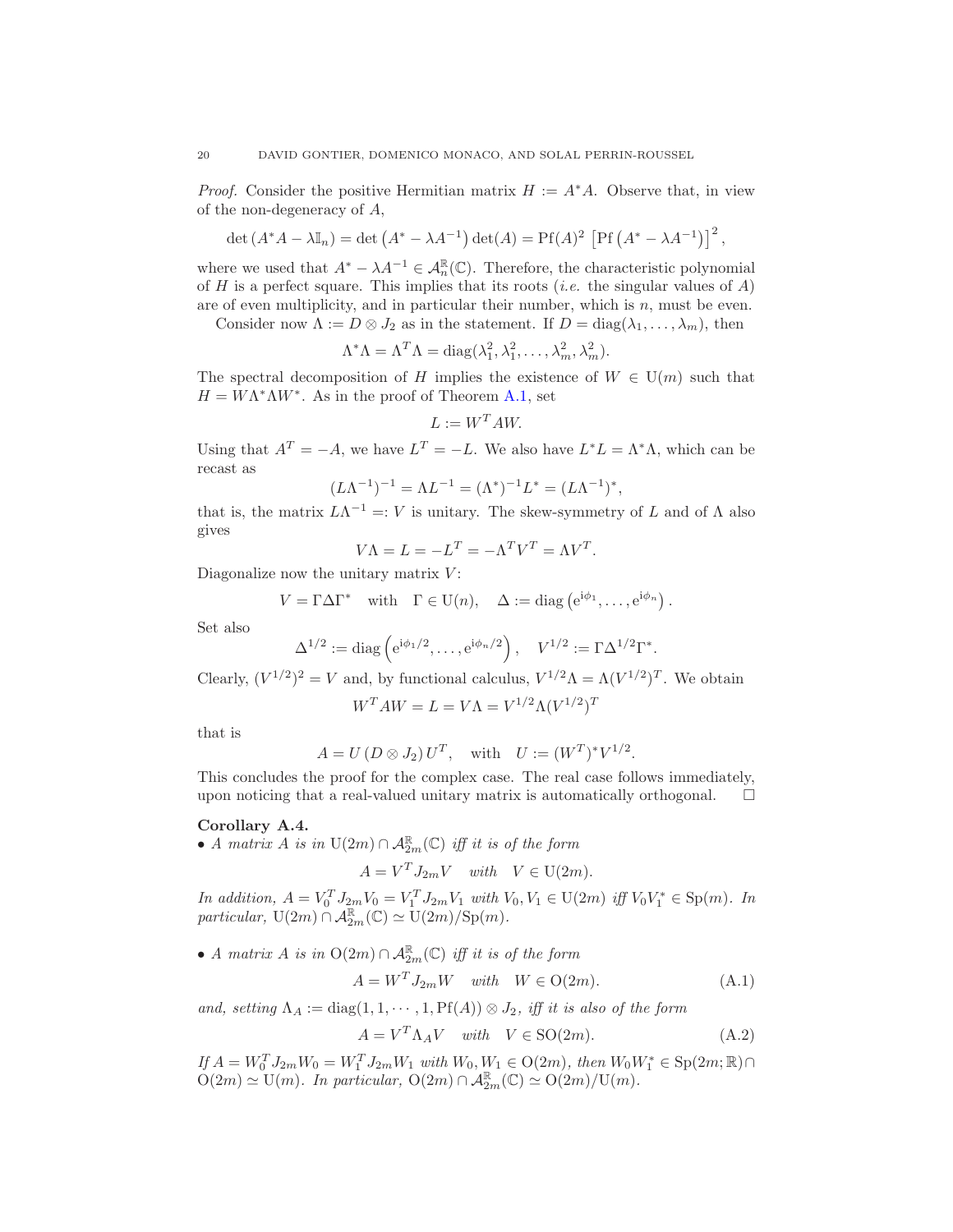*Proof.* Consider the positive Hermitian matrix $H := A^* A$. Observe that, in view of the non-degeneracy of $A$,

$$\det\left(A^*A - \lambda \mathbb{I}_n\right) = \det\left(A^* - \lambda A^{-1}\right)\det(A) = \mathrm{Pf}(A)^2 \left[\mathrm{Pf}\left(A^* - \lambda A^{-1}\right)\right]^2,$$

where we used that $A^* - \lambda A^{-1} \in \mathcal{A}_n^{\mathbb{R}}(\mathbb{C})$. Therefore, the characteristic polynomial of $H$ is a perfect square. This implies that its roots (*i.e.* the singular values of $A$) are of even multiplicity, and in particular their number, which is $n$, must be even.

Consider now $\Lambda := D \otimes J_2$ as in the statement. If $D = \mathrm{diag}(\lambda_1, \ldots, \lambda_m)$, then

$$\Lambda^*\Lambda = \Lambda^T\Lambda = \mathrm{diag}(\lambda_1^2, \lambda_1^2, \ldots, \lambda_m^2, \lambda_m^2).$$

The spectral decomposition of $H$ implies the existence of $W \in \mathrm{U}(m)$ such that $H = W\Lambda^*\Lambda W^*$. As in the proof of Theorem A.1, set

$$L := W^T A W.$$

Using that $A^T = -A$, we have $L^T = -L$. We also have $L^*L = \Lambda^*\Lambda$, which can be recast as

$$(L\Lambda^{-1})^{-1} = \Lambda L^{-1} = (\Lambda^*)^{-1} L^* = (L\Lambda^{-1})^*,$$

that is, the matrix $L\Lambda^{-1} =: V$ is unitary. The skew-symmetry of $L$ and of $\Lambda$ also gives

$$V\Lambda = L = -L^T = -\Lambda^T V^T = \Lambda V^T.$$

Diagonalize now the unitary matrix $V$:

$$V = \Gamma \Delta \Gamma^* \quad \text{with} \quad \Gamma \in \mathrm{U}(n), \quad \Delta := \mathrm{diag}\left(\mathrm{e}^{\mathrm{i}\phi_1}, \ldots, \mathrm{e}^{\mathrm{i}\phi_n}\right).$$

Set also

$$\Delta^{1/2} := \mathrm{diag}\left(\mathrm{e}^{\mathrm{i}\phi_1/2}, \ldots, \mathrm{e}^{\mathrm{i}\phi_n/2}\right), \quad V^{1/2} := \Gamma \Delta^{1/2} \Gamma^*.$$

Clearly, $(V^{1/2})^2 = V$ and, by functional calculus, $V^{1/2}\Lambda = \Lambda(V^{1/2})^T$. We obtain

$$W^T A W = L = V\Lambda = V^{1/2}\Lambda(V^{1/2})^T$$

that is

$$A = U\left(D \otimes J_2\right) U^T, \quad \text{with} \quad U := (W^T)^* V^{1/2}.$$

This concludes the proof for the complex case. The real case follows immediately, upon noticing that a real-valued unitary matrix is automatically orthogonal. $\square$

**Corollary A.4.**

- *A matrix $A$ is in $\mathrm{U}(2m) \cap \mathcal{A}_{2m}^{\mathbb{R}}(\mathbb{C})$ iff it is of the form*

$$A = V^T J_{2m} V \quad \text{with} \quad V \in \mathrm{U}(2m).$$

*In addition, $A = V_0^T J_{2m} V_0 = V_1^T J_{2m} V_1$ with $V_0, V_1 \in \mathrm{U}(2m)$ iff $V_0 V_1^* \in \mathrm{Sp}(m)$. In particular, $\mathrm{U}(2m) \cap \mathcal{A}_{2m}^{\mathbb{R}}(\mathbb{C}) \simeq \mathrm{U}(2m)/\mathrm{Sp}(m)$.*

- *A matrix $A$ is in $\mathrm{O}(2m) \cap \mathcal{A}_{2m}^{\mathbb{R}}(\mathbb{C})$ iff it is of the form*

$$A = W^T J_{2m} W \quad \text{with} \quad W \in \mathrm{O}(2m). \tag{A.1}$$

*and, setting $\Lambda_A := \mathrm{diag}(1, 1, \cdots, 1, \mathrm{Pf}(A)) \otimes J_2$, iff it is also of the form*

$$A = V^T \Lambda_A V \quad \text{with} \quad V \in \mathrm{SO}(2m). \tag{A.2}$$

*If $A = W_0^T J_{2m} W_0 = W_1^T J_{2m} W_1$ with $W_0, W_1 \in \mathrm{O}(2m)$, then $W_0 W_1^* \in \mathrm{Sp}(2m; \mathbb{R}) \cap \mathrm{O}(2m) \simeq \mathrm{U}(m)$. In particular, $\mathrm{O}(2m) \cap \mathcal{A}_{2m}^{\mathbb{R}}(\mathbb{C}) \simeq \mathrm{O}(2m)/\mathrm{U}(m)$.*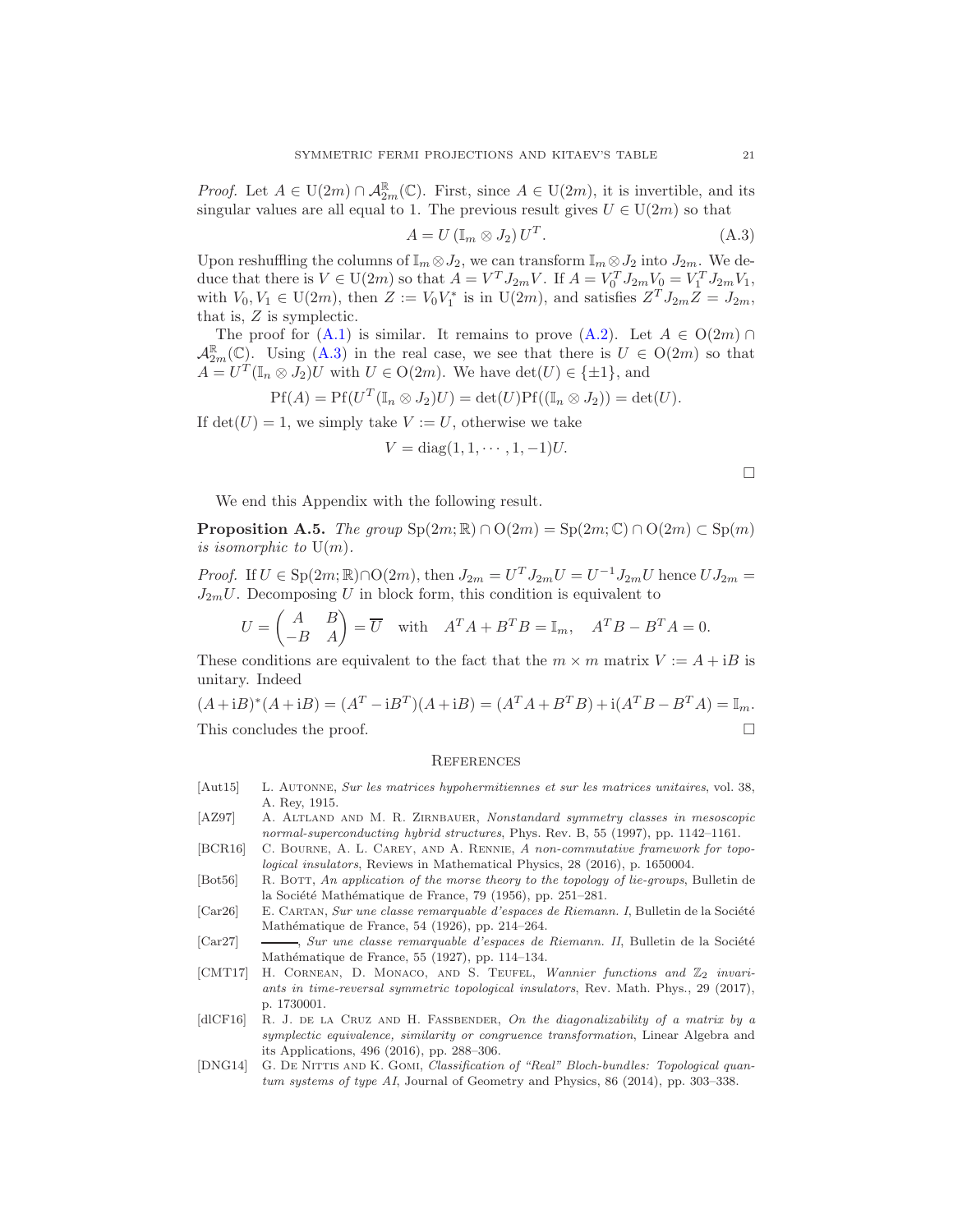*Proof.* Let $A \in \mathrm{U}(2m) \cap \mathcal{A}^{\mathbb{R}}_{2m}(\mathbb{C})$. First, since $A \in \mathrm{U}(2m)$, it is invertible, and its singular values are all equal to 1. The previous result gives $U \in \mathrm{U}(2m)$ so that

$$A = U\,(\mathbb{I}_m \otimes J_2)\,U^T. \tag{A.3}$$

Upon reshuffling the columns of $\mathbb{I}_m \otimes J_2$, we can transform $\mathbb{I}_m \otimes J_2$ into $J_{2m}$. We deduce that there is $V \in \mathrm{U}(2m)$ so that $A = V^T J_{2m} V$. If $A = V_0^T J_{2m} V_0 = V_1^T J_{2m} V_1$, with $V_0, V_1 \in \mathrm{U}(2m)$, then $Z := V_0 V_1^*$ is in $\mathrm{U}(2m)$, and satisfies $Z^T J_{2m} Z = J_{2m}$, that is, $Z$ is symplectic.

The proof for (A.1) is similar. It remains to prove (A.2). Let $A \in \mathrm{O}(2m) \cap \mathcal{A}^{\mathbb{R}}_{2m}(\mathbb{C})$. Using (A.3) in the real case, we see that there is $U \in \mathrm{O}(2m)$ so that $A = U^T(\mathbb{I}_n \otimes J_2)U$ with $U \in \mathrm{O}(2m)$. We have $\det(U) \in \{\pm 1\}$, and

$$\mathrm{Pf}(A) = \mathrm{Pf}(U^T(\mathbb{I}_n \otimes J_2)U) = \det(U)\mathrm{Pf}((\mathbb{I}_n \otimes J_2)) = \det(U).$$

If $\det(U) = 1$, we simply take $V := U$, otherwise we take

$$V = \mathrm{diag}(1, 1, \cdots, 1, -1)U.$$

□

We end this Appendix with the following result.

**Proposition A.5.** *The group $\mathrm{Sp}(2m;\mathbb{R}) \cap \mathrm{O}(2m) = \mathrm{Sp}(2m;\mathbb{C}) \cap \mathrm{O}(2m) \subset \mathrm{Sp}(m)$ is isomorphic to $\mathrm{U}(m)$.*

*Proof.* If $U \in \mathrm{Sp}(2m;\mathbb{R}) \cap \mathrm{O}(2m)$, then $J_{2m} = U^T J_{2m} U = U^{-1} J_{2m} U$ hence $U J_{2m} = J_{2m} U$. Decomposing $U$ in block form, this condition is equivalent to

$$U = \begin{pmatrix} A & B \\ -B & A \end{pmatrix} = \overline{U} \quad \text{with} \quad A^T A + B^T B = \mathbb{I}_m, \quad A^T B - B^T A = 0.$$

These conditions are equivalent to the fact that the $m \times m$ matrix $V := A + \mathrm{i}B$ is unitary. Indeed

$$(A + \mathrm{i}B)^*(A + \mathrm{i}B) = (A^T - \mathrm{i}B^T)(A + \mathrm{i}B) = (A^T A + B^T B) + \mathrm{i}(A^T B - B^T A) = \mathbb{I}_m.$$

This concludes the proof. □

## References

- [Aut15] L. Autonne, *Sur les matrices hypohermitiennes et sur les matrices unitaires*, vol. 38, A. Rey, 1915.
- [AZ97] A. Altland and M. R. Zirnbauer, *Nonstandard symmetry classes in mesoscopic normal-superconducting hybrid structures*, Phys. Rev. B, 55 (1997), pp. 1142–1161.
- [BCR16] C. Bourne, A. L. Carey, and A. Rennie, *A non-commutative framework for topological insulators*, Reviews in Mathematical Physics, 28 (2016), p. 1650004.
- [Bot56] R. Bott, *An application of the morse theory to the topology of lie-groups*, Bulletin de la Société Mathématique de France, 79 (1956), pp. 251–281.
- [Car26] E. Cartan, *Sur une classe remarquable d'espaces de Riemann. I*, Bulletin de la Société Mathématique de France, 54 (1926), pp. 214–264.
- [Car27] ———, *Sur une classe remarquable d'espaces de Riemann. II*, Bulletin de la Société Mathématique de France, 55 (1927), pp. 114–134.
- [CMT17] H. Cornean, D. Monaco, and S. Teufel, *Wannier functions and $\mathbb{Z}_2$ invariants in time-reversal symmetric topological insulators*, Rev. Math. Phys., 29 (2017), p. 1730001.
- [dlCF16] R. J. de la Cruz and H. Fassbender, *On the diagonalizability of a matrix by a symplectic equivalence, similarity or congruence transformation*, Linear Algebra and its Applications, 496 (2016), pp. 288–306.
- [DNG14] G. De Nittis and K. Gomi, *Classification of "Real" Bloch-bundles: Topological quantum systems of type AI*, Journal of Geometry and Physics, 86 (2014), pp. 303–338.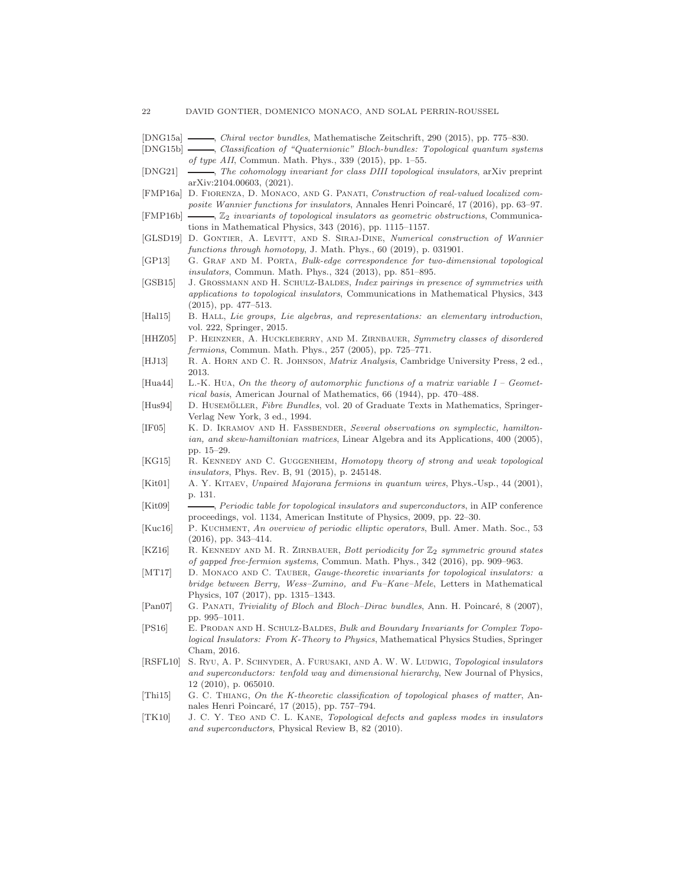[DNG15a] ———, *Chiral vector bundles*, Mathematische Zeitschrift, 290 (2015), pp. 775–830.

[DNG15b] ———, *Classification of "Quaternionic" Bloch-bundles: Topological quantum systems of type AII*, Commun. Math. Phys., 339 (2015), pp. 1–55.

[DNG21] ———, *The cohomology invariant for class DIII topological insulators*, arXiv preprint arXiv:2104.00603, (2021).

[FMP16a] D. Fiorenza, D. Monaco, and G. Panati, *Construction of real-valued localized composite Wannier functions for insulators*, Annales Henri Poincaré, 17 (2016), pp. 63–97.

[FMP16b] ———, *$\mathbb{Z}_2$ invariants of topological insulators as geometric obstructions*, Communications in Mathematical Physics, 343 (2016), pp. 1115–1157.

[GLSD19] D. Gontier, A. Levitt, and S. Siraj-Dine, *Numerical construction of Wannier functions through homotopy*, J. Math. Phys., 60 (2019), p. 031901.

[GP13] G. Graf and M. Porta, *Bulk-edge correspondence for two-dimensional topological insulators*, Commun. Math. Phys., 324 (2013), pp. 851–895.

[GSB15] J. Grossmann and H. Schulz-Baldes, *Index pairings in presence of symmetries with applications to topological insulators*, Communications in Mathematical Physics, 343 (2015), pp. 477–513.

[Hal15] B. Hall, *Lie groups, Lie algebras, and representations: an elementary introduction*, vol. 222, Springer, 2015.

[HHZ05] P. Heinzner, A. Huckleberry, and M. Zirnbauer, *Symmetry classes of disordered fermions*, Commun. Math. Phys., 257 (2005), pp. 725–771.

[HJ13] R. A. Horn and C. R. Johnson, *Matrix Analysis*, Cambridge University Press, 2 ed., 2013.

[Hua44] L.-K. Hua, *On the theory of automorphic functions of a matrix variable I – Geometrical basis*, American Journal of Mathematics, 66 (1944), pp. 470–488.

[Hus94] D. Husemöller, *Fibre Bundles*, vol. 20 of Graduate Texts in Mathematics, Springer-Verlag New York, 3 ed., 1994.

[IF05] K. D. Ikramov and H. Fassbender, *Several observations on symplectic, hamiltonian, and skew-hamiltonian matrices*, Linear Algebra and its Applications, 400 (2005), pp. 15–29.

[KG15] R. Kennedy and C. Guggenheim, *Homotopy theory of strong and weak topological insulators*, Phys. Rev. B, 91 (2015), p. 245148.

[Kit01] A. Y. Kitaev, *Unpaired Majorana fermions in quantum wires*, Phys.-Usp., 44 (2001), p. 131.

[Kit09] ———, *Periodic table for topological insulators and superconductors*, in AIP conference proceedings, vol. 1134, American Institute of Physics, 2009, pp. 22–30.

[Kuc16] P. Kuchment, *An overview of periodic elliptic operators*, Bull. Amer. Math. Soc., 53 (2016), pp. 343–414.

[KZ16] R. Kennedy and M. R. Zirnbauer, *Bott periodicity for $\mathbb{Z}_2$ symmetric ground states of gapped free-fermion systems*, Commun. Math. Phys., 342 (2016), pp. 909–963.

[MT17] D. Monaco and C. Tauber, *Gauge-theoretic invariants for topological insulators: a bridge between Berry, Wess–Zumino, and Fu–Kane–Mele*, Letters in Mathematical Physics, 107 (2017), pp. 1315–1343.

[Pan07] G. Panati, *Triviality of Bloch and Bloch–Dirac bundles*, Ann. H. Poincaré, 8 (2007), pp. 995–1011.

[PS16] E. Prodan and H. Schulz-Baldes, *Bulk and Boundary Invariants for Complex Topological Insulators: From K-Theory to Physics*, Mathematical Physics Studies, Springer Cham, 2016.

[RSFL10] S. Ryu, A. P. Schnyder, A. Furusaki, and A. W. W. Ludwig, *Topological insulators and superconductors: tenfold way and dimensional hierarchy*, New Journal of Physics, 12 (2010), p. 065010.

[Thi15] G. C. Thiang, *On the K-theoretic classification of topological phases of matter*, Annales Henri Poincaré, 17 (2015), pp. 757–794.

[TK10] J. C. Y. Teo and C. L. Kane, *Topological defects and gapless modes in insulators and superconductors*, Physical Review B, 82 (2010).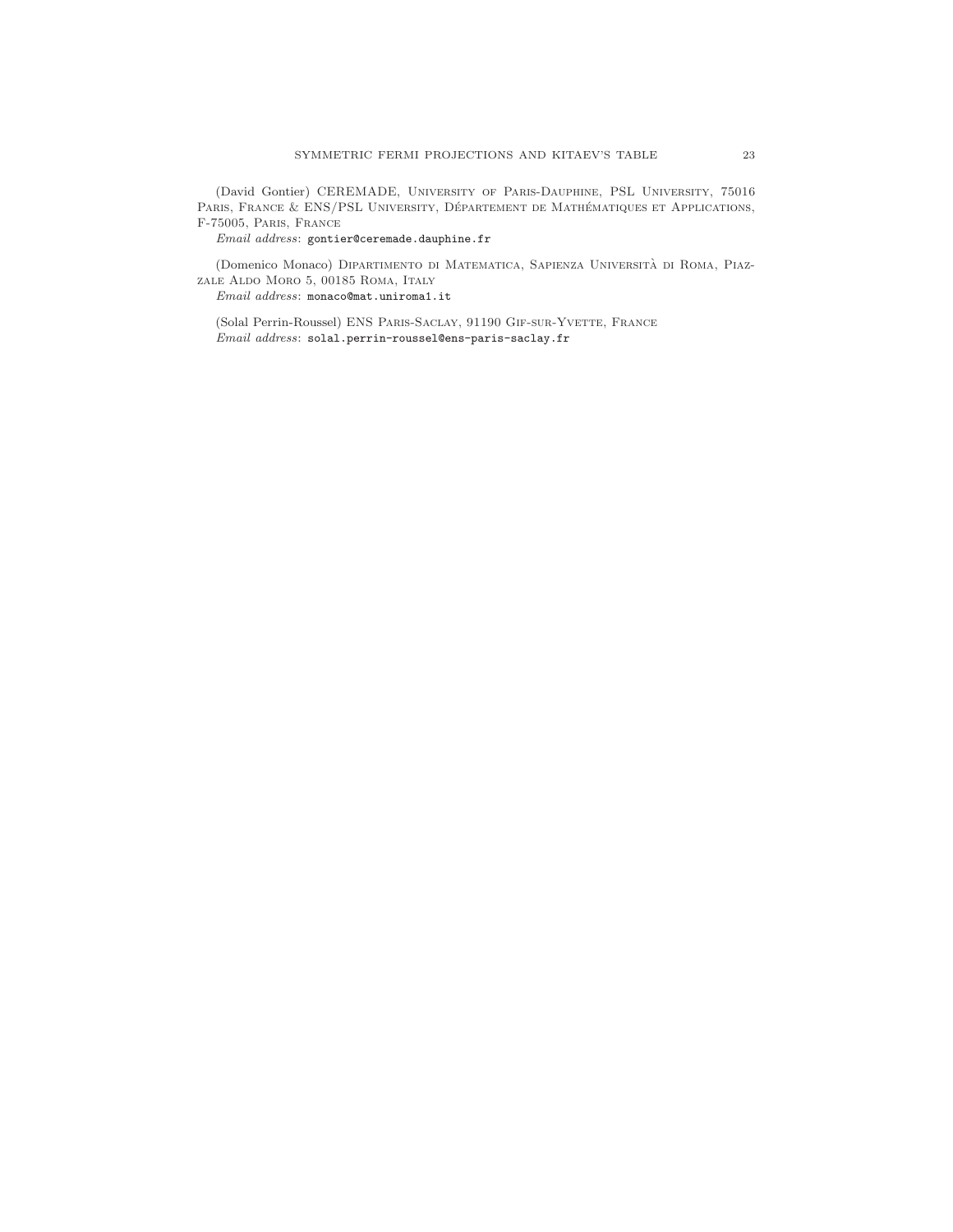(David Gontier) CEREMADE, University of Paris-Dauphine, PSL University, 75016 Paris, France & ENS/PSL University, Département de Mathématiques et Applications, F-75005, Paris, France

*Email address*: gontier@ceremade.dauphine.fr

(Domenico Monaco) Dipartimento di Matematica, Sapienza Università di Roma, Piazzale Aldo Moro 5, 00185 Roma, Italy

*Email address*: monaco@mat.uniroma1.it

(Solal Perrin-Roussel) ENS Paris-Saclay, 91190 Gif-sur-Yvette, France

*Email address*: solal.perrin-roussel@ens-paris-saclay.fr